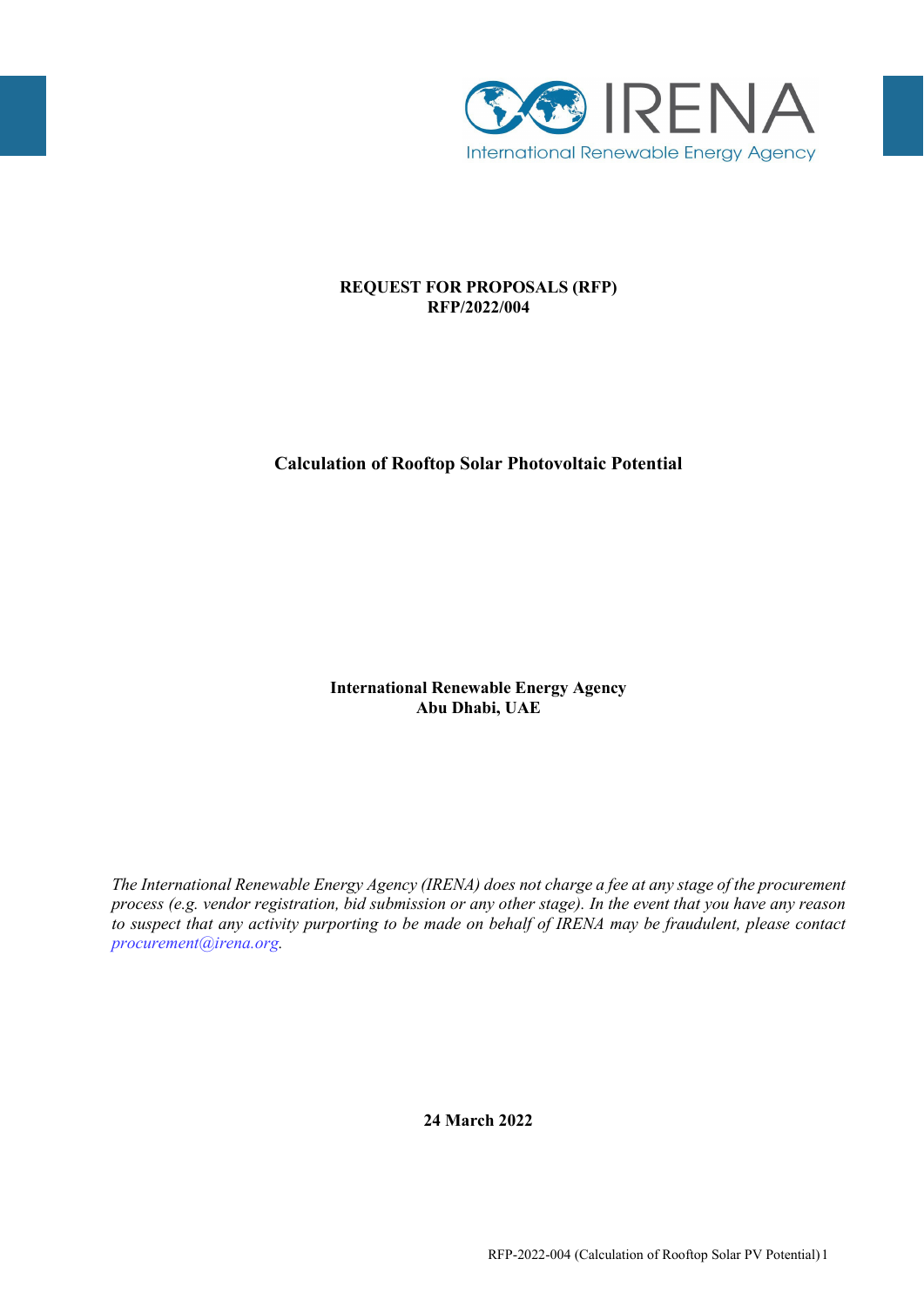IRENA

International Renewable Energy Agency

**REQUEST FOR PROPOSALS (RFP)**
**RFP/2022/004**

**Calculation of Rooftop Solar Photovoltaic Potential**

**International Renewable Energy Agency**
**Abu Dhabi, UAE**

*The International Renewable Energy Agency (IRENA) does not charge a fee at any stage of the procurement process (e.g. vendor registration, bid submission or any other stage). In the event that you have any reason to suspect that any activity purporting to be made on behalf of IRENA may be fraudulent, please contact procurement@irena.org.*

**24 March 2022**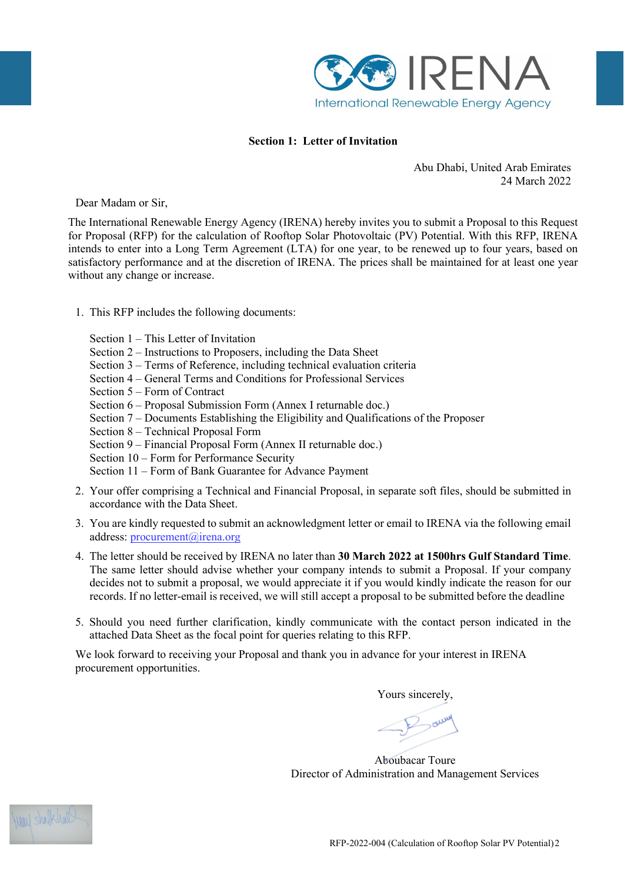## Section 1: Letter of Invitation

Abu Dhabi, United Arab Emirates
24 March 2022

Dear Madam or Sir,

The International Renewable Energy Agency (IRENA) hereby invites you to submit a Proposal to this Request for Proposal (RFP) for the calculation of Rooftop Solar Photovoltaic (PV) Potential. With this RFP, IRENA intends to enter into a Long Term Agreement (LTA) for one year, to be renewed up to four years, based on satisfactory performance and at the discretion of IRENA. The prices shall be maintained for at least one year without any change or increase.

1. This RFP includes the following documents:

   Section 1 – This Letter of Invitation
   Section 2 – Instructions to Proposers, including the Data Sheet
   Section 3 – Terms of Reference, including technical evaluation criteria
   Section 4 – General Terms and Conditions for Professional Services
   Section 5 – Form of Contract
   Section 6 – Proposal Submission Form (Annex I returnable doc.)
   Section 7 – Documents Establishing the Eligibility and Qualifications of the Proposer
   Section 8 – Technical Proposal Form
   Section 9 – Financial Proposal Form (Annex II returnable doc.)
   Section 10 – Form for Performance Security
   Section 11 – Form of Bank Guarantee for Advance Payment

2. Your offer comprising a Technical and Financial Proposal, in separate soft files, should be submitted in accordance with the Data Sheet.

3. You are kindly requested to submit an acknowledgment letter or email to IRENA via the following email address: procurement@irena.org

4. The letter should be received by IRENA no later than **30 March 2022 at 1500hrs Gulf Standard Time**. The same letter should advise whether your company intends to submit a Proposal. If your company decides not to submit a proposal, we would appreciate it if you would kindly indicate the reason for our records. If no letter-email is received, we will still accept a proposal to be submitted before the deadline

5. Should you need further clarification, kindly communicate with the contact person indicated in the attached Data Sheet as the focal point for queries relating to this RFP.

We look forward to receiving your Proposal and thank you in advance for your interest in IRENA procurement opportunities.

Yours sincerely,

Aboubacar Toure
Director of Administration and Management Services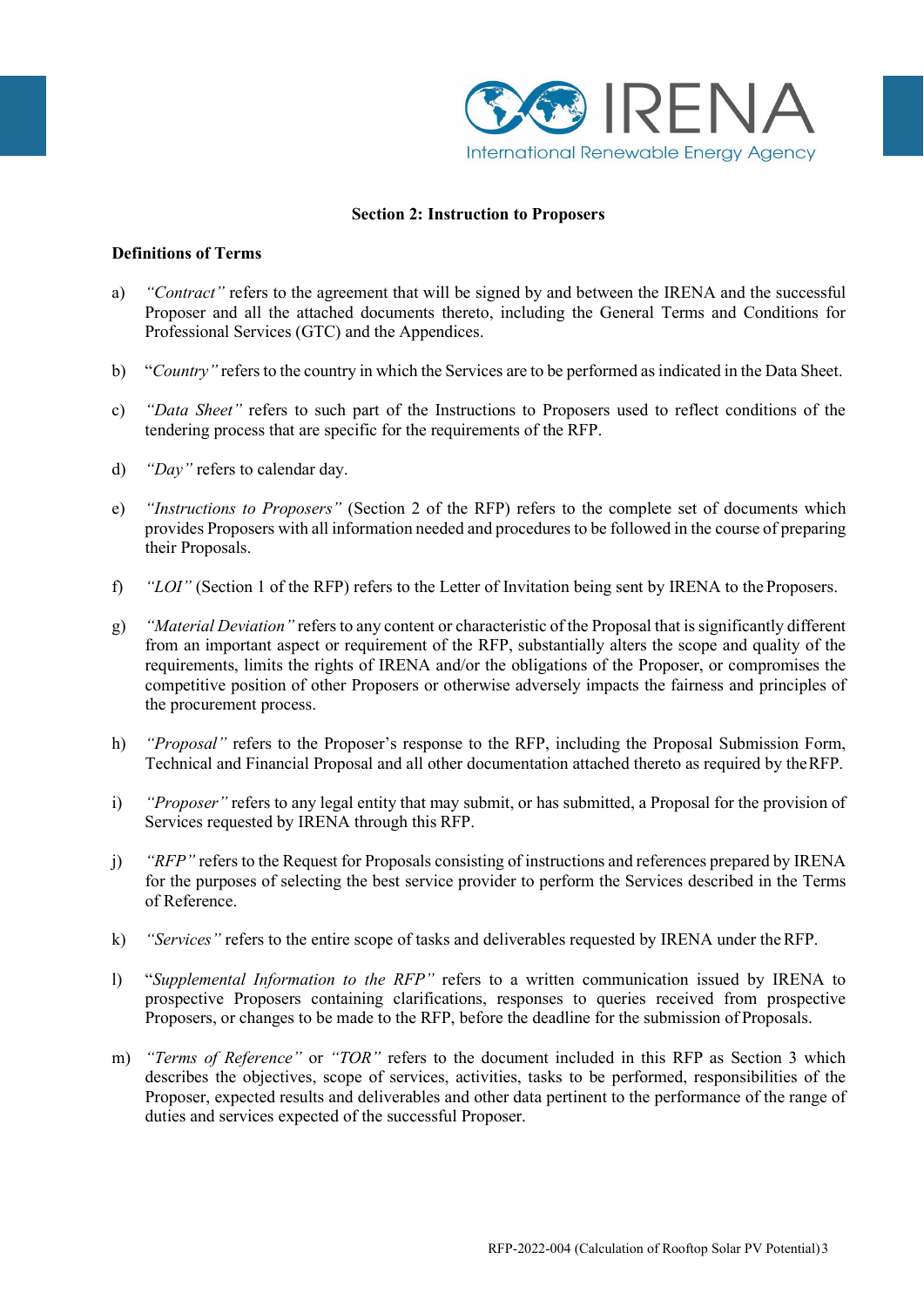## Section 2: Instruction to Proposers

### Definitions of Terms

a) *"Contract"* refers to the agreement that will be signed by and between the IRENA and the successful Proposer and all the attached documents thereto, including the General Terms and Conditions for Professional Services (GTC) and the Appendices.

b) "*Country"* refers to the country in which the Services are to be performed as indicated in the Data Sheet.

c) *"Data Sheet"* refers to such part of the Instructions to Proposers used to reflect conditions of the tendering process that are specific for the requirements of the RFP.

d) *"Day"* refers to calendar day.

e) *"Instructions to Proposers"* (Section 2 of the RFP) refers to the complete set of documents which provides Proposers with all information needed and procedures to be followed in the course of preparing their Proposals.

f) *"LOI"* (Section 1 of the RFP) refers to the Letter of Invitation being sent by IRENA to the Proposers.

g) *"Material Deviation"* refers to any content or characteristic of the Proposal that is significantly different from an important aspect or requirement of the RFP, substantially alters the scope and quality of the requirements, limits the rights of IRENA and/or the obligations of the Proposer, or compromises the competitive position of other Proposers or otherwise adversely impacts the fairness and principles of the procurement process.

h) *"Proposal"* refers to the Proposer's response to the RFP, including the Proposal Submission Form, Technical and Financial Proposal and all other documentation attached thereto as required by the RFP.

i) *"Proposer"* refers to any legal entity that may submit, or has submitted, a Proposal for the provision of Services requested by IRENA through this RFP.

j) *"RFP"* refers to the Request for Proposals consisting of instructions and references prepared by IRENA for the purposes of selecting the best service provider to perform the Services described in the Terms of Reference.

k) *"Services"* refers to the entire scope of tasks and deliverables requested by IRENA under the RFP.

l) "*Supplemental Information to the RFP"* refers to a written communication issued by IRENA to prospective Proposers containing clarifications, responses to queries received from prospective Proposers, or changes to be made to the RFP, before the deadline for the submission of Proposals.

m) *"Terms of Reference"* or *"TOR"* refers to the document included in this RFP as Section 3 which describes the objectives, scope of services, activities, tasks to be performed, responsibilities of the Proposer, expected results and deliverables and other data pertinent to the performance of the range of duties and services expected of the successful Proposer.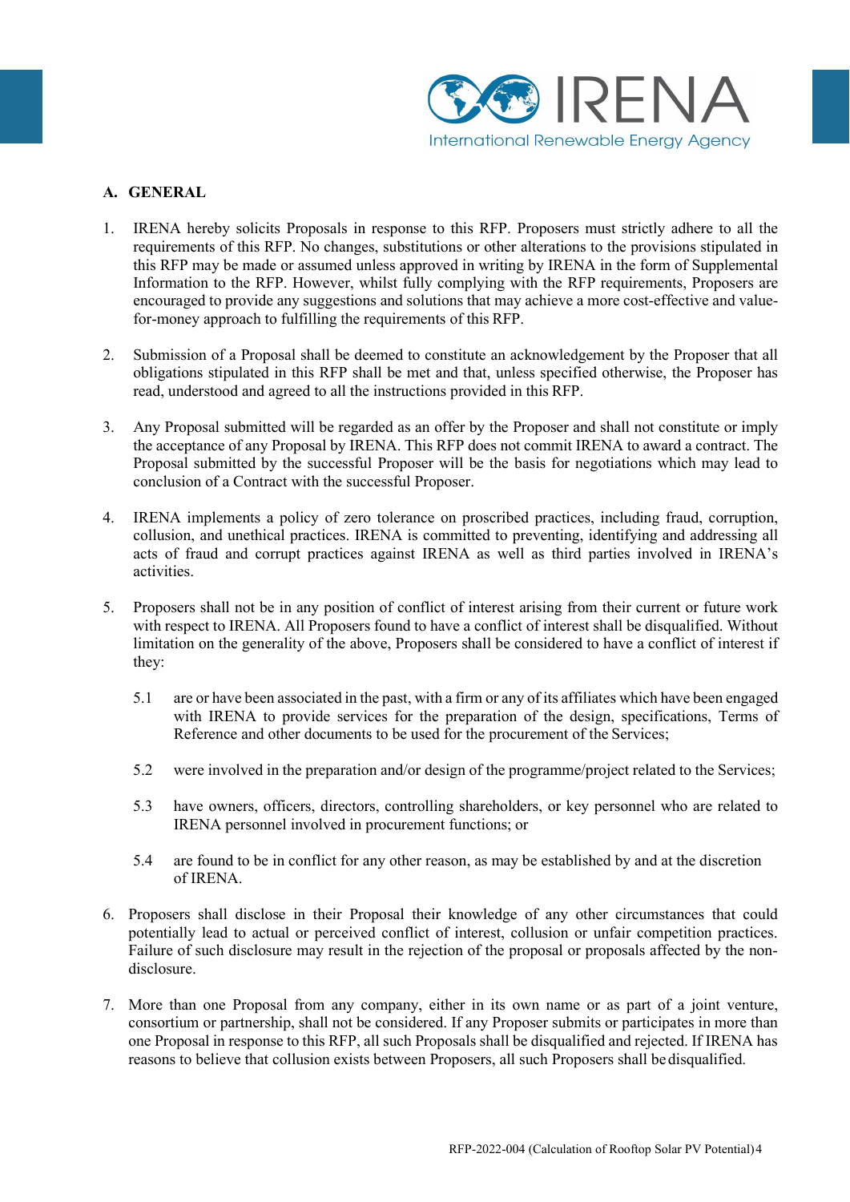## A. GENERAL

1. IRENA hereby solicits Proposals in response to this RFP. Proposers must strictly adhere to all the requirements of this RFP. No changes, substitutions or other alterations to the provisions stipulated in this RFP may be made or assumed unless approved in writing by IRENA in the form of Supplemental Information to the RFP. However, whilst fully complying with the RFP requirements, Proposers are encouraged to provide any suggestions and solutions that may achieve a more cost-effective and value-for-money approach to fulfilling the requirements of this RFP.

2. Submission of a Proposal shall be deemed to constitute an acknowledgement by the Proposer that all obligations stipulated in this RFP shall be met and that, unless specified otherwise, the Proposer has read, understood and agreed to all the instructions provided in this RFP.

3. Any Proposal submitted will be regarded as an offer by the Proposer and shall not constitute or imply the acceptance of any Proposal by IRENA. This RFP does not commit IRENA to award a contract. The Proposal submitted by the successful Proposer will be the basis for negotiations which may lead to conclusion of a Contract with the successful Proposer.

4. IRENA implements a policy of zero tolerance on proscribed practices, including fraud, corruption, collusion, and unethical practices. IRENA is committed to preventing, identifying and addressing all acts of fraud and corrupt practices against IRENA as well as third parties involved in IRENA's activities.

5. Proposers shall not be in any position of conflict of interest arising from their current or future work with respect to IRENA. All Proposers found to have a conflict of interest shall be disqualified. Without limitation on the generality of the above, Proposers shall be considered to have a conflict of interest if they:

   5.1 are or have been associated in the past, with a firm or any of its affiliates which have been engaged with IRENA to provide services for the preparation of the design, specifications, Terms of Reference and other documents to be used for the procurement of the Services;

   5.2 were involved in the preparation and/or design of the programme/project related to the Services;

   5.3 have owners, officers, directors, controlling shareholders, or key personnel who are related to IRENA personnel involved in procurement functions; or

   5.4 are found to be in conflict for any other reason, as may be established by and at the discretion of IRENA.

6. Proposers shall disclose in their Proposal their knowledge of any other circumstances that could potentially lead to actual or perceived conflict of interest, collusion or unfair competition practices. Failure of such disclosure may result in the rejection of the proposal or proposals affected by the non-disclosure.

7. More than one Proposal from any company, either in its own name or as part of a joint venture, consortium or partnership, shall not be considered. If any Proposer submits or participates in more than one Proposal in response to this RFP, all such Proposals shall be disqualified and rejected. If IRENA has reasons to believe that collusion exists between Proposers, all such Proposers shall be disqualified.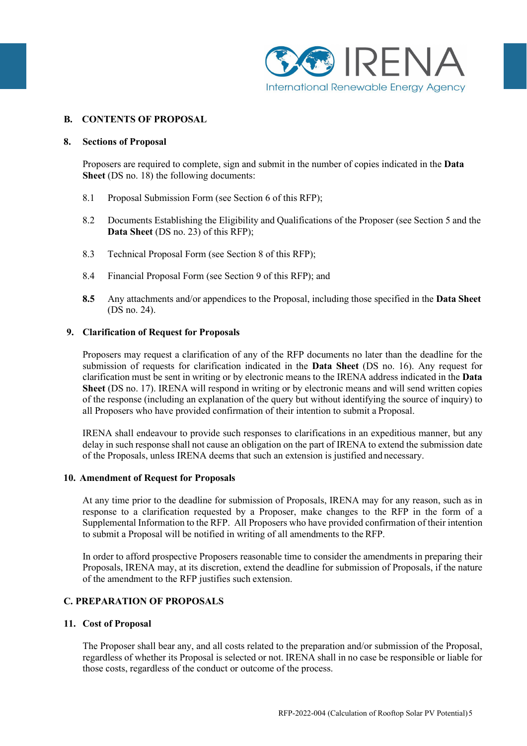## B. CONTENTS OF PROPOSAL

### 8. Sections of Proposal

Proposers are required to complete, sign and submit in the number of copies indicated in the **Data Sheet** (DS no. 18) the following documents:

8.1 Proposal Submission Form (see Section 6 of this RFP);

8.2 Documents Establishing the Eligibility and Qualifications of the Proposer (see Section 5 and the **Data Sheet** (DS no. 23) of this RFP);

8.3 Technical Proposal Form (see Section 8 of this RFP);

8.4 Financial Proposal Form (see Section 9 of this RFP); and

**8.5** Any attachments and/or appendices to the Proposal, including those specified in the **Data Sheet** (DS no. 24).

### 9. Clarification of Request for Proposals

Proposers may request a clarification of any of the RFP documents no later than the deadline for the submission of requests for clarification indicated in the **Data Sheet** (DS no. 16). Any request for clarification must be sent in writing or by electronic means to the IRENA address indicated in the **Data Sheet** (DS no. 17). IRENA will respond in writing or by electronic means and will send written copies of the response (including an explanation of the query but without identifying the source of inquiry) to all Proposers who have provided confirmation of their intention to submit a Proposal.

IRENA shall endeavour to provide such responses to clarifications in an expeditious manner, but any delay in such response shall not cause an obligation on the part of IRENA to extend the submission date of the Proposals, unless IRENA deems that such an extension is justified and necessary.

### 10. Amendment of Request for Proposals

At any time prior to the deadline for submission of Proposals, IRENA may for any reason, such as in response to a clarification requested by a Proposer, make changes to the RFP in the form of a Supplemental Information to the RFP. All Proposers who have provided confirmation of their intention to submit a Proposal will be notified in writing of all amendments to the RFP.

In order to afford prospective Proposers reasonable time to consider the amendments in preparing their Proposals, IRENA may, at its discretion, extend the deadline for submission of Proposals, if the nature of the amendment to the RFP justifies such extension.

## C. PREPARATION OF PROPOSALS

### 11. Cost of Proposal

The Proposer shall bear any, and all costs related to the preparation and/or submission of the Proposal, regardless of whether its Proposal is selected or not. IRENA shall in no case be responsible or liable for those costs, regardless of the conduct or outcome of the process.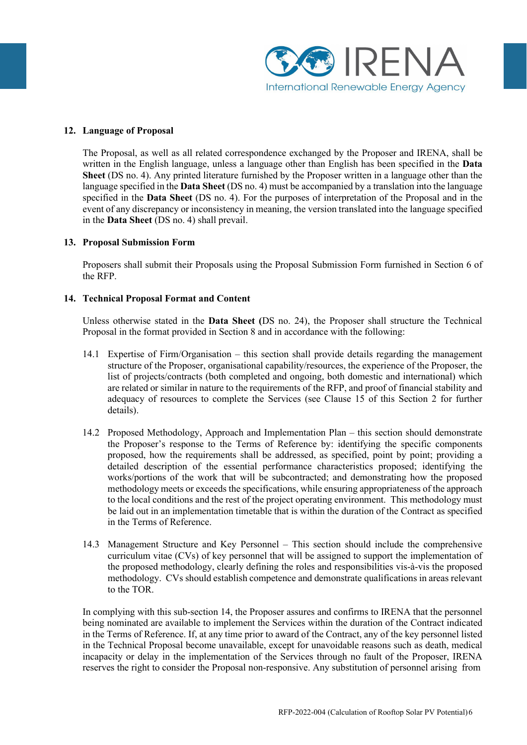## 12. Language of Proposal

The Proposal, as well as all related correspondence exchanged by the Proposer and IRENA, shall be written in the English language, unless a language other than English has been specified in the **Data Sheet** (DS no. 4). Any printed literature furnished by the Proposer written in a language other than the language specified in the **Data Sheet** (DS no. 4) must be accompanied by a translation into the language specified in the **Data Sheet** (DS no. 4). For the purposes of interpretation of the Proposal and in the event of any discrepancy or inconsistency in meaning, the version translated into the language specified in the **Data Sheet** (DS no. 4) shall prevail.

## 13. Proposal Submission Form

Proposers shall submit their Proposals using the Proposal Submission Form furnished in Section 6 of the RFP.

## 14. Technical Proposal Format and Content

Unless otherwise stated in the **Data Sheet (**DS no. 24), the Proposer shall structure the Technical Proposal in the format provided in Section 8 and in accordance with the following:

14.1 Expertise of Firm/Organisation – this section shall provide details regarding the management structure of the Proposer, organisational capability/resources, the experience of the Proposer, the list of projects/contracts (both completed and ongoing, both domestic and international) which are related or similar in nature to the requirements of the RFP, and proof of financial stability and adequacy of resources to complete the Services (see Clause 15 of this Section 2 for further details).

14.2 Proposed Methodology, Approach and Implementation Plan – this section should demonstrate the Proposer's response to the Terms of Reference by: identifying the specific components proposed, how the requirements shall be addressed, as specified, point by point; providing a detailed description of the essential performance characteristics proposed; identifying the works/portions of the work that will be subcontracted; and demonstrating how the proposed methodology meets or exceeds the specifications, while ensuring appropriateness of the approach to the local conditions and the rest of the project operating environment. This methodology must be laid out in an implementation timetable that is within the duration of the Contract as specified in the Terms of Reference.

14.3 Management Structure and Key Personnel – This section should include the comprehensive curriculum vitae (CVs) of key personnel that will be assigned to support the implementation of the proposed methodology, clearly defining the roles and responsibilities vis-à-vis the proposed methodology. CVs should establish competence and demonstrate qualifications in areas relevant to the TOR.

In complying with this sub-section 14, the Proposer assures and confirms to IRENA that the personnel being nominated are available to implement the Services within the duration of the Contract indicated in the Terms of Reference. If, at any time prior to award of the Contract, any of the key personnel listed in the Technical Proposal become unavailable, except for unavoidable reasons such as death, medical incapacity or delay in the implementation of the Services through no fault of the Proposer, IRENA reserves the right to consider the Proposal non-responsive. Any substitution of personnel arising from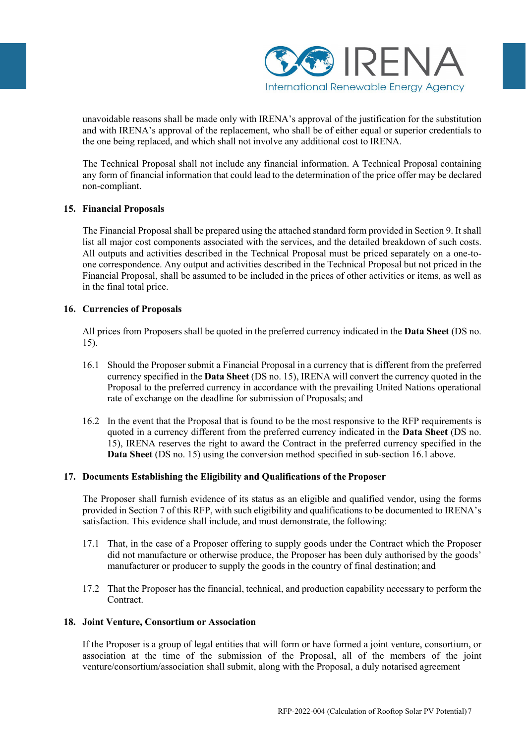unavoidable reasons shall be made only with IRENA's approval of the justification for the substitution and with IRENA's approval of the replacement, who shall be of either equal or superior credentials to the one being replaced, and which shall not involve any additional cost to IRENA.

The Technical Proposal shall not include any financial information. A Technical Proposal containing any form of financial information that could lead to the determination of the price offer may be declared non-compliant.

## 15. Financial Proposals

The Financial Proposal shall be prepared using the attached standard form provided in Section 9. It shall list all major cost components associated with the services, and the detailed breakdown of such costs. All outputs and activities described in the Technical Proposal must be priced separately on a one-to-one correspondence. Any output and activities described in the Technical Proposal but not priced in the Financial Proposal, shall be assumed to be included in the prices of other activities or items, as well as in the final total price.

## 16. Currencies of Proposals

All prices from Proposers shall be quoted in the preferred currency indicated in the **Data Sheet** (DS no. 15).

16.1 Should the Proposer submit a Financial Proposal in a currency that is different from the preferred currency specified in the **Data Sheet** (DS no. 15), IRENA will convert the currency quoted in the Proposal to the preferred currency in accordance with the prevailing United Nations operational rate of exchange on the deadline for submission of Proposals; and

16.2 In the event that the Proposal that is found to be the most responsive to the RFP requirements is quoted in a currency different from the preferred currency indicated in the **Data Sheet** (DS no. 15), IRENA reserves the right to award the Contract in the preferred currency specified in the **Data Sheet** (DS no. 15) using the conversion method specified in sub-section 16.1 above.

## 17. Documents Establishing the Eligibility and Qualifications of the Proposer

The Proposer shall furnish evidence of its status as an eligible and qualified vendor, using the forms provided in Section 7 of this RFP, with such eligibility and qualifications to be documented to IRENA's satisfaction. This evidence shall include, and must demonstrate, the following:

17.1 That, in the case of a Proposer offering to supply goods under the Contract which the Proposer did not manufacture or otherwise produce, the Proposer has been duly authorised by the goods' manufacturer or producer to supply the goods in the country of final destination; and

17.2 That the Proposer has the financial, technical, and production capability necessary to perform the Contract.

## 18. Joint Venture, Consortium or Association

If the Proposer is a group of legal entities that will form or have formed a joint venture, consortium, or association at the time of the submission of the Proposal, all of the members of the joint venture/consortium/association shall submit, along with the Proposal, a duly notarised agreement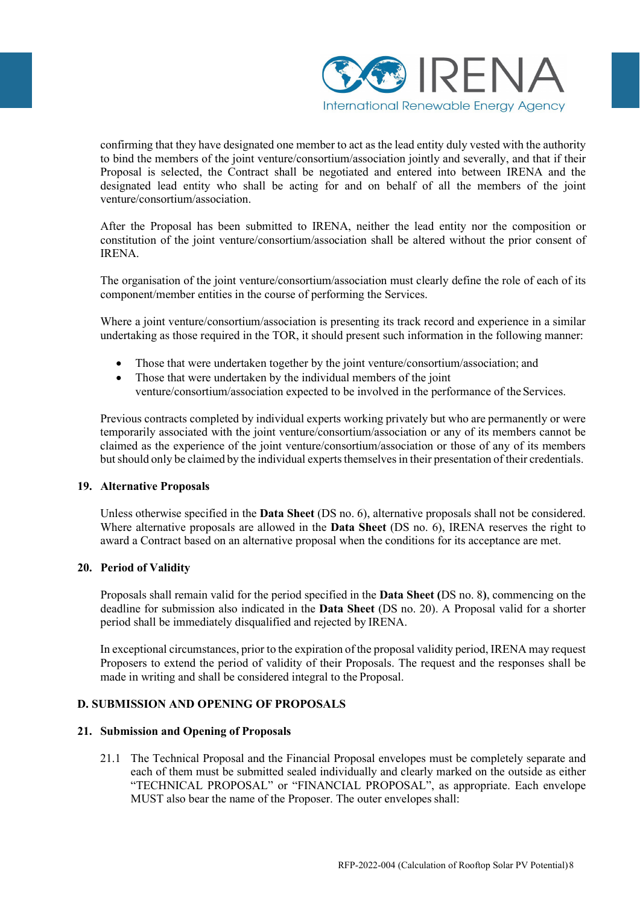confirming that they have designated one member to act as the lead entity duly vested with the authority to bind the members of the joint venture/consortium/association jointly and severally, and that if their Proposal is selected, the Contract shall be negotiated and entered into between IRENA and the designated lead entity who shall be acting for and on behalf of all the members of the joint venture/consortium/association.

After the Proposal has been submitted to IRENA, neither the lead entity nor the composition or constitution of the joint venture/consortium/association shall be altered without the prior consent of IRENA.

The organisation of the joint venture/consortium/association must clearly define the role of each of its component/member entities in the course of performing the Services.

Where a joint venture/consortium/association is presenting its track record and experience in a similar undertaking as those required in the TOR, it should present such information in the following manner:

- Those that were undertaken together by the joint venture/consortium/association; and
- Those that were undertaken by the individual members of the joint venture/consortium/association expected to be involved in the performance of the Services.

Previous contracts completed by individual experts working privately but who are permanently or were temporarily associated with the joint venture/consortium/association or any of its members cannot be claimed as the experience of the joint venture/consortium/association or those of any of its members but should only be claimed by the individual experts themselves in their presentation of their credentials.

### 19. Alternative Proposals

Unless otherwise specified in the **Data Sheet** (DS no. 6), alternative proposals shall not be considered. Where alternative proposals are allowed in the **Data Sheet** (DS no. 6), IRENA reserves the right to award a Contract based on an alternative proposal when the conditions for its acceptance are met.

### 20. Period of Validity

Proposals shall remain valid for the period specified in the **Data Sheet (**DS no. 8**)**, commencing on the deadline for submission also indicated in the **Data Sheet** (DS no. 20). A Proposal valid for a shorter period shall be immediately disqualified and rejected by IRENA.

In exceptional circumstances, prior to the expiration of the proposal validity period, IRENA may request Proposers to extend the period of validity of their Proposals. The request and the responses shall be made in writing and shall be considered integral to the Proposal.

## D. SUBMISSION AND OPENING OF PROPOSALS

### 21. Submission and Opening of Proposals

21.1 The Technical Proposal and the Financial Proposal envelopes must be completely separate and each of them must be submitted sealed individually and clearly marked on the outside as either "TECHNICAL PROPOSAL" or "FINANCIAL PROPOSAL", as appropriate. Each envelope MUST also bear the name of the Proposer. The outer envelopes shall: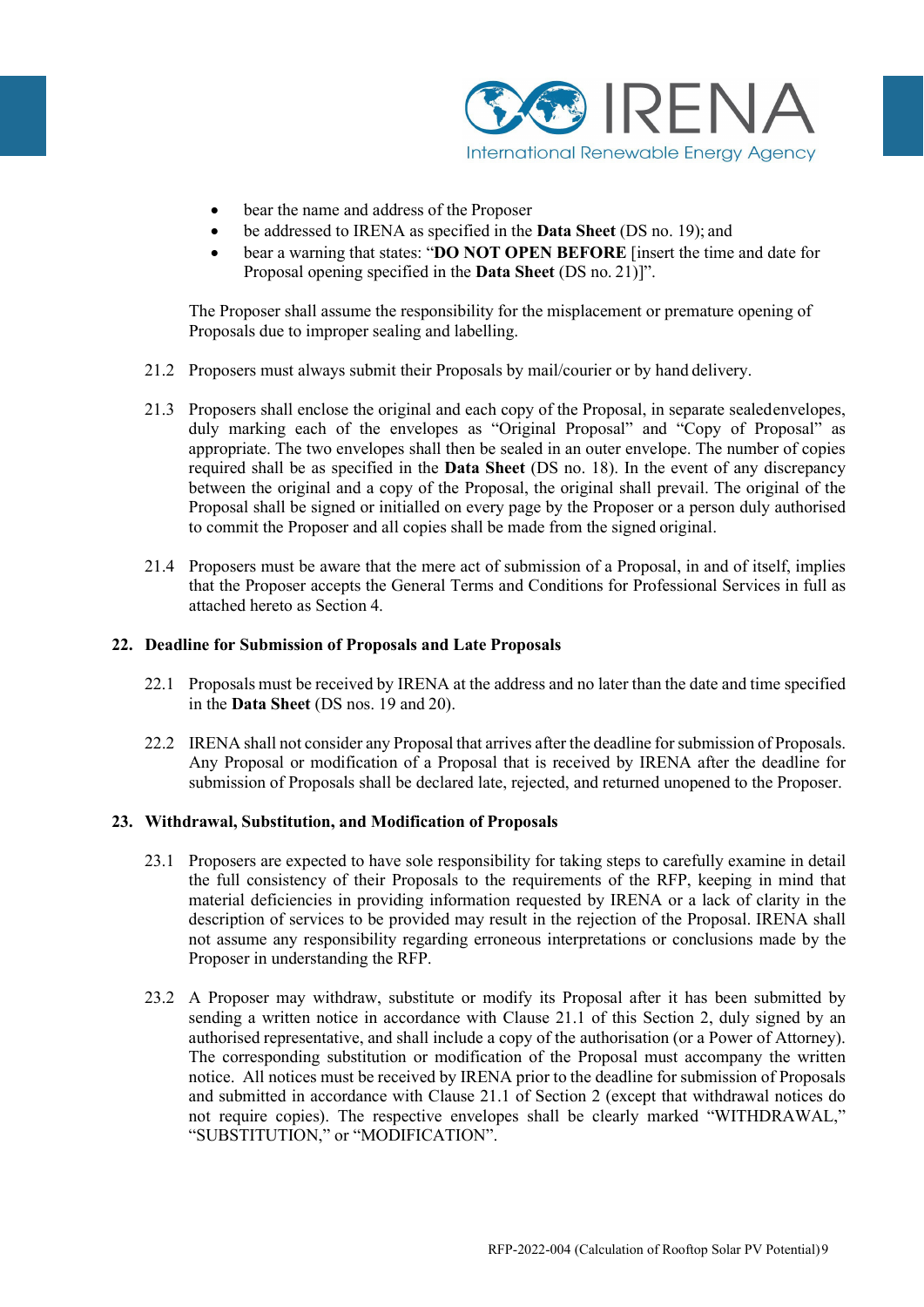- bear the name and address of the Proposer
- be addressed to IRENA as specified in the **Data Sheet** (DS no. 19); and
- bear a warning that states: "**DO NOT OPEN BEFORE** [insert the time and date for Proposal opening specified in the **Data Sheet** (DS no. 21)]".

The Proposer shall assume the responsibility for the misplacement or premature opening of Proposals due to improper sealing and labelling.

21.2 Proposers must always submit their Proposals by mail/courier or by hand delivery.

21.3 Proposers shall enclose the original and each copy of the Proposal, in separate sealed envelopes, duly marking each of the envelopes as "Original Proposal" and "Copy of Proposal" as appropriate. The two envelopes shall then be sealed in an outer envelope. The number of copies required shall be as specified in the **Data Sheet** (DS no. 18). In the event of any discrepancy between the original and a copy of the Proposal, the original shall prevail. The original of the Proposal shall be signed or initialled on every page by the Proposer or a person duly authorised to commit the Proposer and all copies shall be made from the signed original.

21.4 Proposers must be aware that the mere act of submission of a Proposal, in and of itself, implies that the Proposer accepts the General Terms and Conditions for Professional Services in full as attached hereto as Section 4.

## 22. Deadline for Submission of Proposals and Late Proposals

22.1 Proposals must be received by IRENA at the address and no later than the date and time specified in the **Data Sheet** (DS nos. 19 and 20).

22.2 IRENA shall not consider any Proposal that arrives after the deadline for submission of Proposals. Any Proposal or modification of a Proposal that is received by IRENA after the deadline for submission of Proposals shall be declared late, rejected, and returned unopened to the Proposer.

## 23. Withdrawal, Substitution, and Modification of Proposals

23.1 Proposers are expected to have sole responsibility for taking steps to carefully examine in detail the full consistency of their Proposals to the requirements of the RFP, keeping in mind that material deficiencies in providing information requested by IRENA or a lack of clarity in the description of services to be provided may result in the rejection of the Proposal. IRENA shall not assume any responsibility regarding erroneous interpretations or conclusions made by the Proposer in understanding the RFP.

23.2 A Proposer may withdraw, substitute or modify its Proposal after it has been submitted by sending a written notice in accordance with Clause 21.1 of this Section 2, duly signed by an authorised representative, and shall include a copy of the authorisation (or a Power of Attorney). The corresponding substitution or modification of the Proposal must accompany the written notice. All notices must be received by IRENA prior to the deadline for submission of Proposals and submitted in accordance with Clause 21.1 of Section 2 (except that withdrawal notices do not require copies). The respective envelopes shall be clearly marked "WITHDRAWAL," "SUBSTITUTION," or "MODIFICATION".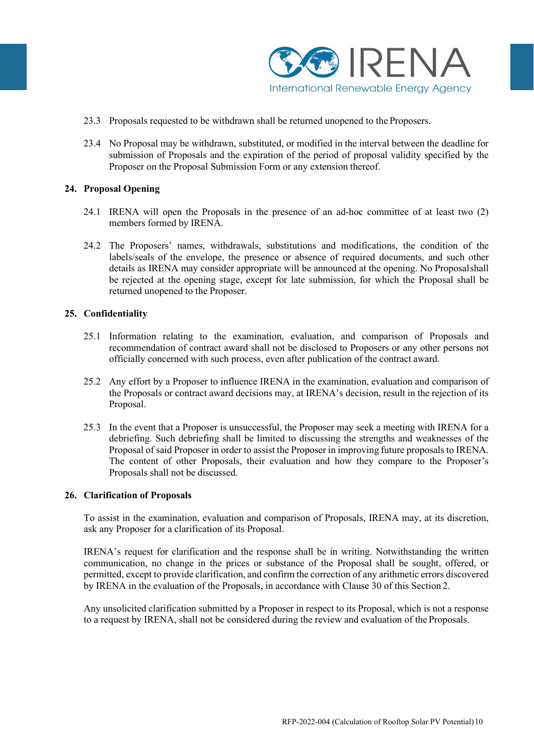23.3 Proposals requested to be withdrawn shall be returned unopened to the Proposers.

23.4 No Proposal may be withdrawn, substituted, or modified in the interval between the deadline for submission of Proposals and the expiration of the period of proposal validity specified by the Proposer on the Proposal Submission Form or any extension thereof.

## 24. Proposal Opening

24.1 IRENA will open the Proposals in the presence of an ad-hoc committee of at least two (2) members formed by IRENA.

24.2 The Proposers' names, withdrawals, substitutions and modifications, the condition of the labels/seals of the envelope, the presence or absence of required documents, and such other details as IRENA may consider appropriate will be announced at the opening. No Proposal shall be rejected at the opening stage, except for late submission, for which the Proposal shall be returned unopened to the Proposer.

## 25. Confidentiality

25.1 Information relating to the examination, evaluation, and comparison of Proposals and recommendation of contract award shall not be disclosed to Proposers or any other persons not officially concerned with such process, even after publication of the contract award.

25.2 Any effort by a Proposer to influence IRENA in the examination, evaluation and comparison of the Proposals or contract award decisions may, at IRENA's decision, result in the rejection of its Proposal.

25.3 In the event that a Proposer is unsuccessful, the Proposer may seek a meeting with IRENA for a debriefing. Such debriefing shall be limited to discussing the strengths and weaknesses of the Proposal of said Proposer in order to assist the Proposer in improving future proposals to IRENA. The content of other Proposals, their evaluation and how they compare to the Proposer's Proposals shall not be discussed.

## 26. Clarification of Proposals

To assist in the examination, evaluation and comparison of Proposals, IRENA may, at its discretion, ask any Proposer for a clarification of its Proposal.

IRENA's request for clarification and the response shall be in writing. Notwithstanding the written communication, no change in the prices or substance of the Proposal shall be sought, offered, or permitted, except to provide clarification, and confirm the correction of any arithmetic errors discovered by IRENA in the evaluation of the Proposals, in accordance with Clause 30 of this Section 2.

Any unsolicited clarification submitted by a Proposer in respect to its Proposal, which is not a response to a request by IRENA, shall not be considered during the review and evaluation of the Proposals.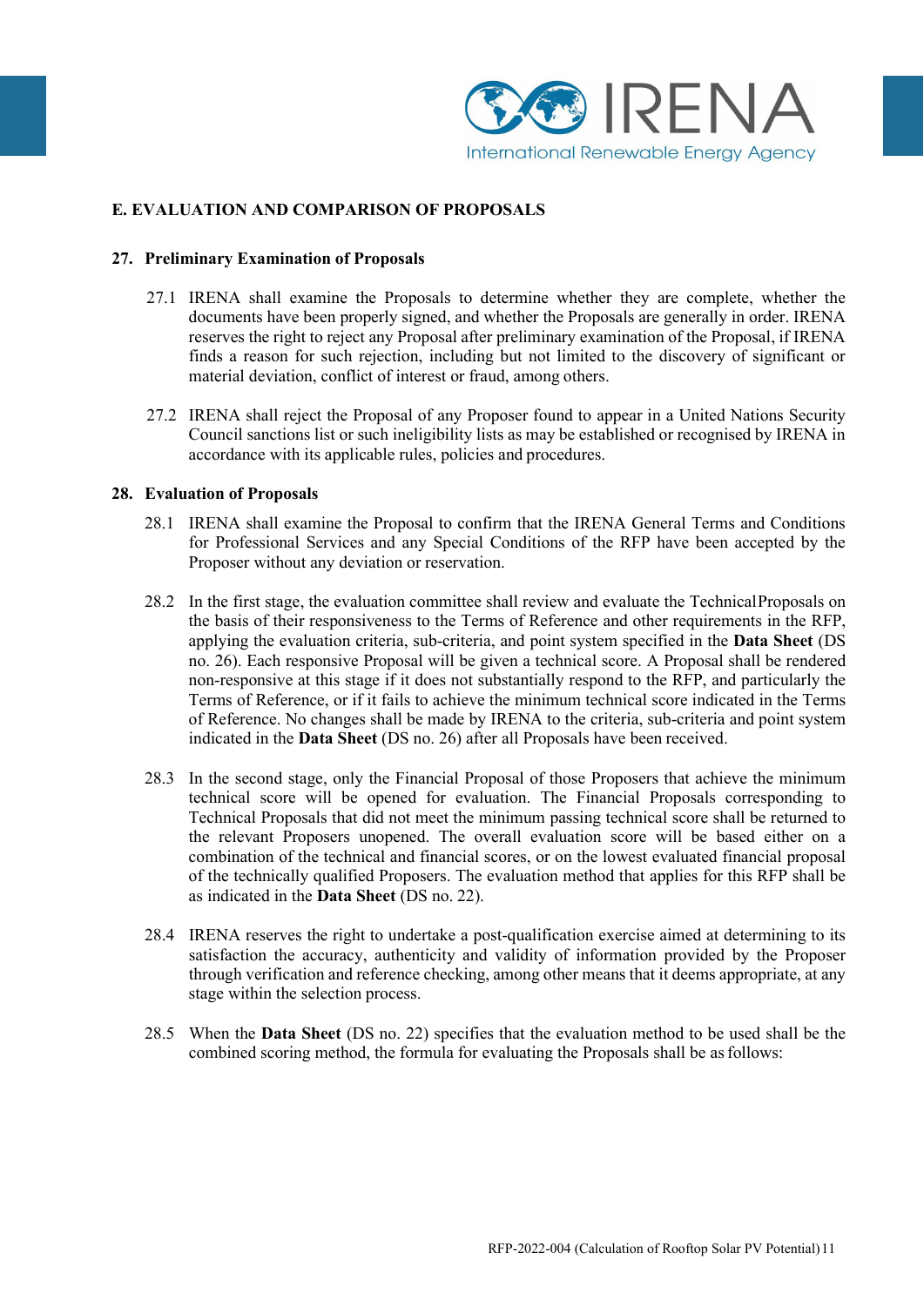## E. EVALUATION AND COMPARISON OF PROPOSALS

### 27. Preliminary Examination of Proposals

27.1 IRENA shall examine the Proposals to determine whether they are complete, whether the documents have been properly signed, and whether the Proposals are generally in order. IRENA reserves the right to reject any Proposal after preliminary examination of the Proposal, if IRENA finds a reason for such rejection, including but not limited to the discovery of significant or material deviation, conflict of interest or fraud, among others.

27.2 IRENA shall reject the Proposal of any Proposer found to appear in a United Nations Security Council sanctions list or such ineligibility lists as may be established or recognised by IRENA in accordance with its applicable rules, policies and procedures.

### 28. Evaluation of Proposals

28.1 IRENA shall examine the Proposal to confirm that the IRENA General Terms and Conditions for Professional Services and any Special Conditions of the RFP have been accepted by the Proposer without any deviation or reservation.

28.2 In the first stage, the evaluation committee shall review and evaluate the Technical Proposals on the basis of their responsiveness to the Terms of Reference and other requirements in the RFP, applying the evaluation criteria, sub-criteria, and point system specified in the **Data Sheet** (DS no. 26). Each responsive Proposal will be given a technical score. A Proposal shall be rendered non-responsive at this stage if it does not substantially respond to the RFP, and particularly the Terms of Reference, or if it fails to achieve the minimum technical score indicated in the Terms of Reference. No changes shall be made by IRENA to the criteria, sub-criteria and point system indicated in the **Data Sheet** (DS no. 26) after all Proposals have been received.

28.3 In the second stage, only the Financial Proposal of those Proposers that achieve the minimum technical score will be opened for evaluation. The Financial Proposals corresponding to Technical Proposals that did not meet the minimum passing technical score shall be returned to the relevant Proposers unopened. The overall evaluation score will be based either on a combination of the technical and financial scores, or on the lowest evaluated financial proposal of the technically qualified Proposers. The evaluation method that applies for this RFP shall be as indicated in the **Data Sheet** (DS no. 22).

28.4 IRENA reserves the right to undertake a post-qualification exercise aimed at determining to its satisfaction the accuracy, authenticity and validity of information provided by the Proposer through verification and reference checking, among other means that it deems appropriate, at any stage within the selection process.

28.5 When the **Data Sheet** (DS no. 22) specifies that the evaluation method to be used shall be the combined scoring method, the formula for evaluating the Proposals shall be as follows: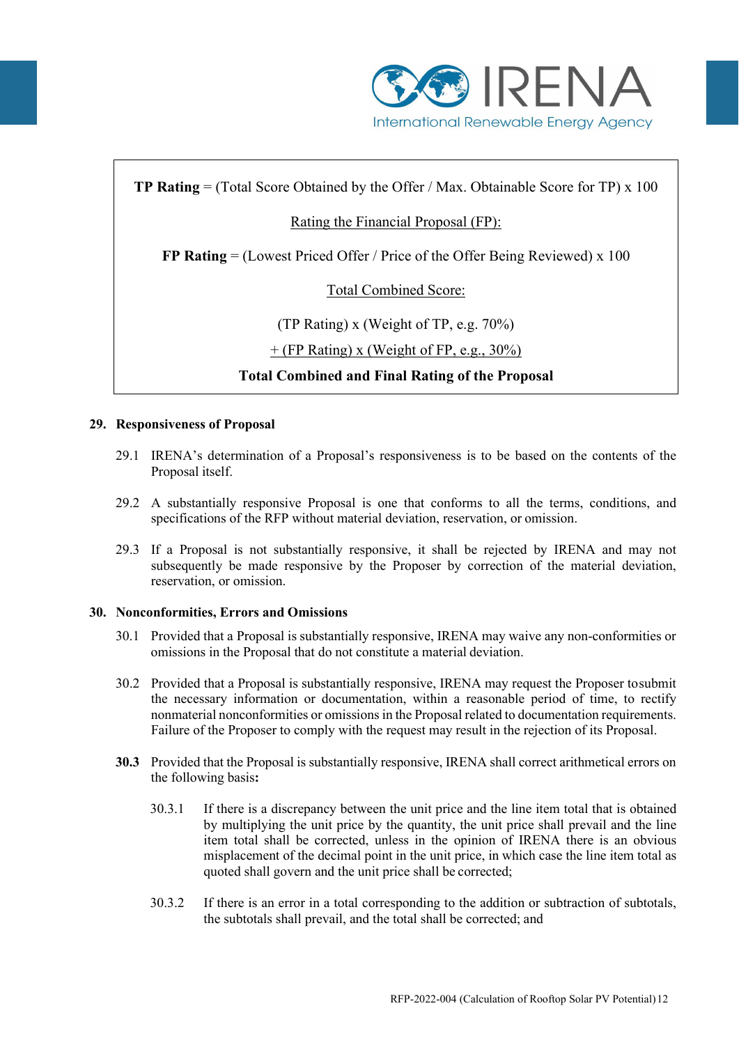**TP Rating** = (Total Score Obtained by the Offer / Max. Obtainable Score for TP) x 100

Rating the Financial Proposal (FP):

**FP Rating** = (Lowest Priced Offer / Price of the Offer Being Reviewed) x 100

Total Combined Score:

(TP Rating) x (Weight of TP, e.g. 70%)

+ (FP Rating) x (Weight of FP, e.g., 30%)

**Total Combined and Final Rating of the Proposal**

**29. Responsiveness of Proposal**

29.1 IRENA's determination of a Proposal's responsiveness is to be based on the contents of the Proposal itself.

29.2 A substantially responsive Proposal is one that conforms to all the terms, conditions, and specifications of the RFP without material deviation, reservation, or omission.

29.3 If a Proposal is not substantially responsive, it shall be rejected by IRENA and may not subsequently be made responsive by the Proposer by correction of the material deviation, reservation, or omission.

**30. Nonconformities, Errors and Omissions**

30.1 Provided that a Proposal is substantially responsive, IRENA may waive any non-conformities or omissions in the Proposal that do not constitute a material deviation.

30.2 Provided that a Proposal is substantially responsive, IRENA may request the Proposer to submit the necessary information or documentation, within a reasonable period of time, to rectify nonmaterial nonconformities or omissions in the Proposal related to documentation requirements. Failure of the Proposer to comply with the request may result in the rejection of its Proposal.

**30.3** Provided that the Proposal is substantially responsive, IRENA shall correct arithmetical errors on the following basis**:**

30.3.1 If there is a discrepancy between the unit price and the line item total that is obtained by multiplying the unit price by the quantity, the unit price shall prevail and the line item total shall be corrected, unless in the opinion of IRENA there is an obvious misplacement of the decimal point in the unit price, in which case the line item total as quoted shall govern and the unit price shall be corrected;

30.3.2 If there is an error in a total corresponding to the addition or subtraction of subtotals, the subtotals shall prevail, and the total shall be corrected; and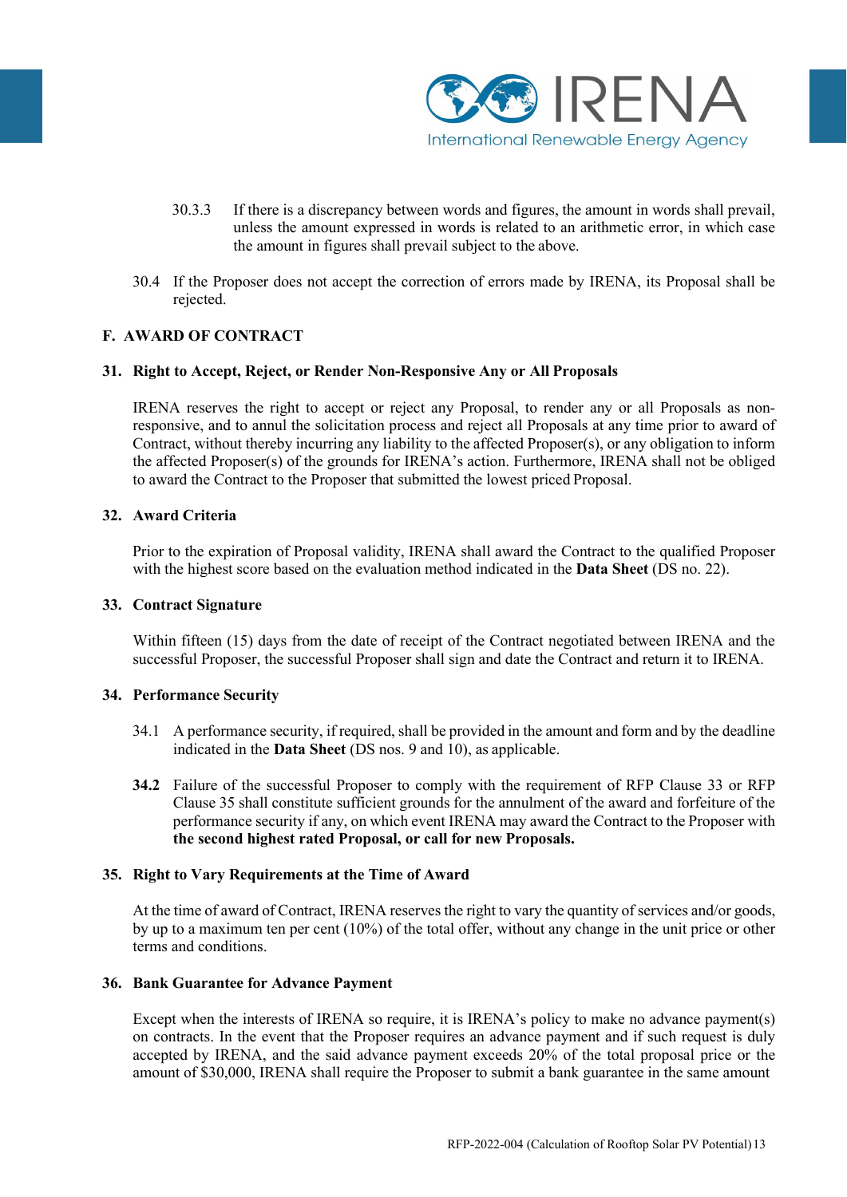30.3.3 If there is a discrepancy between words and figures, the amount in words shall prevail, unless the amount expressed in words is related to an arithmetic error, in which case the amount in figures shall prevail subject to the above.

30.4 If the Proposer does not accept the correction of errors made by IRENA, its Proposal shall be rejected.

## F. AWARD OF CONTRACT

### 31. Right to Accept, Reject, or Render Non-Responsive Any or All Proposals

IRENA reserves the right to accept or reject any Proposal, to render any or all Proposals as non-responsive, and to annul the solicitation process and reject all Proposals at any time prior to award of Contract, without thereby incurring any liability to the affected Proposer(s), or any obligation to inform the affected Proposer(s) of the grounds for IRENA's action. Furthermore, IRENA shall not be obliged to award the Contract to the Proposer that submitted the lowest priced Proposal.

### 32. Award Criteria

Prior to the expiration of Proposal validity, IRENA shall award the Contract to the qualified Proposer with the highest score based on the evaluation method indicated in the **Data Sheet** (DS no. 22).

### 33. Contract Signature

Within fifteen (15) days from the date of receipt of the Contract negotiated between IRENA and the successful Proposer, the successful Proposer shall sign and date the Contract and return it to IRENA.

### 34. Performance Security

34.1 A performance security, if required, shall be provided in the amount and form and by the deadline indicated in the **Data Sheet** (DS nos. 9 and 10), as applicable.

**34.2** Failure of the successful Proposer to comply with the requirement of RFP Clause 33 or RFP Clause 35 shall constitute sufficient grounds for the annulment of the award and forfeiture of the performance security if any, on which event IRENA may award the Contract to the Proposer with **the second highest rated Proposal, or call for new Proposals.**

### 35. Right to Vary Requirements at the Time of Award

At the time of award of Contract, IRENA reserves the right to vary the quantity of services and/or goods, by up to a maximum ten per cent (10%) of the total offer, without any change in the unit price or other terms and conditions.

### 36. Bank Guarantee for Advance Payment

Except when the interests of IRENA so require, it is IRENA's policy to make no advance payment(s) on contracts. In the event that the Proposer requires an advance payment and if such request is duly accepted by IRENA, and the said advance payment exceeds 20% of the total proposal price or the amount of $30,000, IRENA shall require the Proposer to submit a bank guarantee in the same amount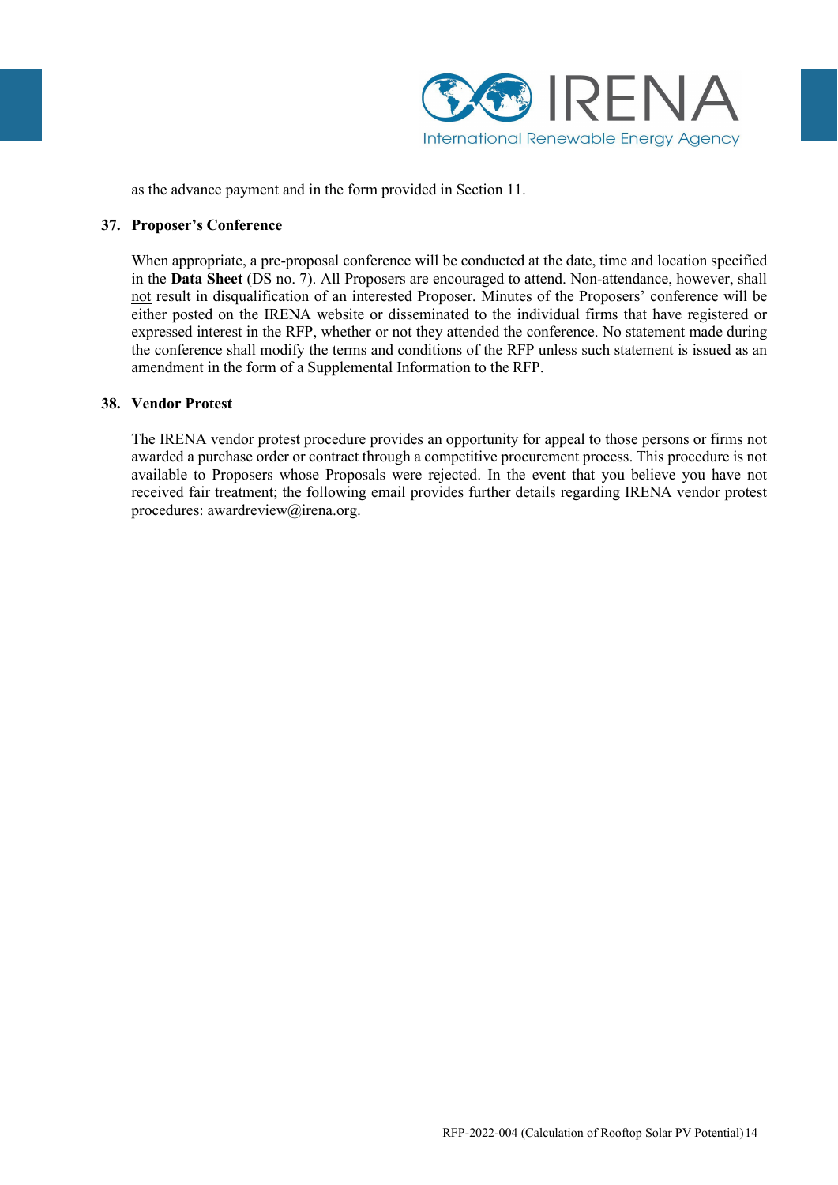as the advance payment and in the form provided in Section 11.

## 37. Proposer's Conference

When appropriate, a pre-proposal conference will be conducted at the date, time and location specified in the **Data Sheet** (DS no. 7). All Proposers are encouraged to attend. Non-attendance, however, shall not result in disqualification of an interested Proposer. Minutes of the Proposers' conference will be either posted on the IRENA website or disseminated to the individual firms that have registered or expressed interest in the RFP, whether or not they attended the conference. No statement made during the conference shall modify the terms and conditions of the RFP unless such statement is issued as an amendment in the form of a Supplemental Information to the RFP.

## 38. Vendor Protest

The IRENA vendor protest procedure provides an opportunity for appeal to those persons or firms not awarded a purchase order or contract through a competitive procurement process. This procedure is not available to Proposers whose Proposals were rejected. In the event that you believe you have not received fair treatment; the following email provides further details regarding IRENA vendor protest procedures: awardreview@irena.org.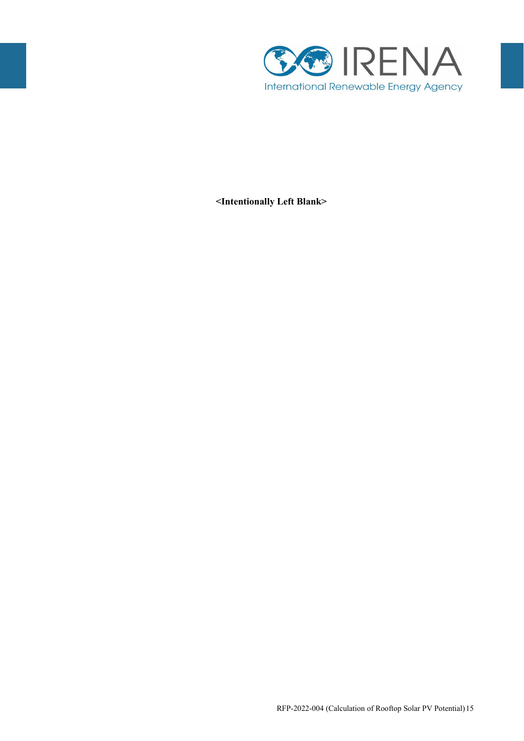**<Intentionally Left Blank>**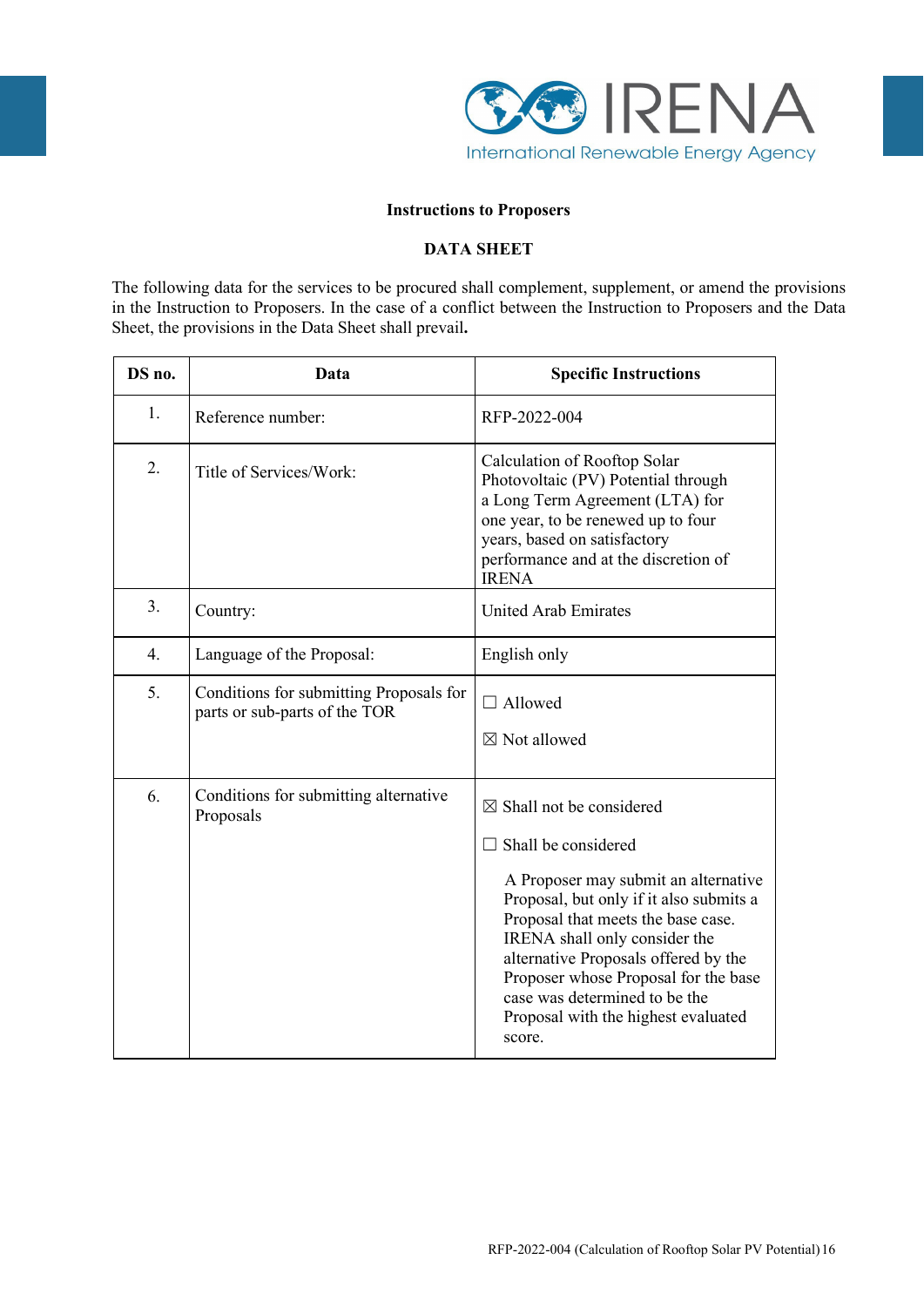**Instructions to Proposers**

**DATA SHEET**

The following data for the services to be procured shall complement, supplement, or amend the provisions in the Instruction to Proposers. In the case of a conflict between the Instruction to Proposers and the Data Sheet, the provisions in the Data Sheet shall prevail**.**

| DS no. | Data | Specific Instructions |
|---|---|---|
| 1. | Reference number: | RFP-2022-004 |
| 2. | Title of Services/Work: | Calculation of Rooftop Solar Photovoltaic (PV) Potential through a Long Term Agreement (LTA) for one year, to be renewed up to four years, based on satisfactory performance and at the discretion of IRENA |
| 3. | Country: | United Arab Emirates |
| 4. | Language of the Proposal: | English only |
| 5. | Conditions for submitting Proposals for parts or sub-parts of the TOR | ☐ Allowed<br><br>☒ Not allowed |
| 6. | Conditions for submitting alternative Proposals | ☒ Shall not be considered<br><br>☐ Shall be considered<br><br>A Proposer may submit an alternative Proposal, but only if it also submits a Proposal that meets the base case. IRENA shall only consider the alternative Proposals offered by the Proposer whose Proposal for the base case was determined to be the Proposal with the highest evaluated score. |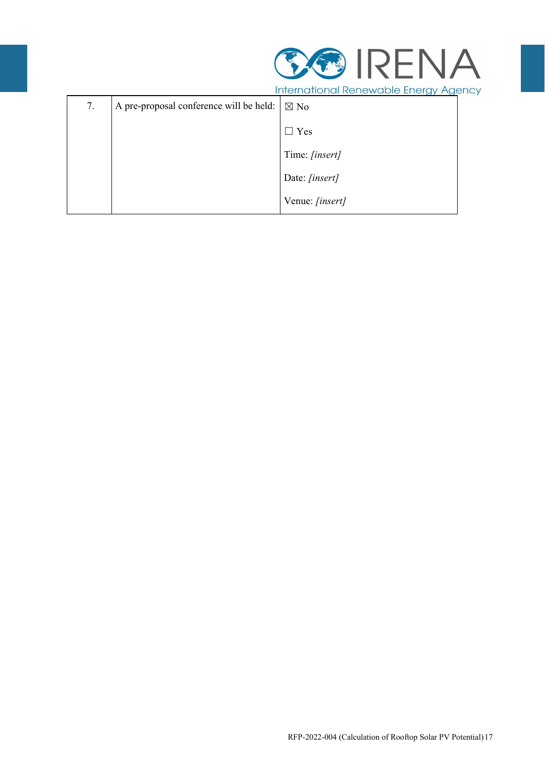| 7. | A pre-proposal conference will be held: | ☒ No<br><br>☐ Yes<br><br>Time: *[insert]*<br><br>Date: *[insert]*<br><br>Venue: *[insert]* |
|---|---|---|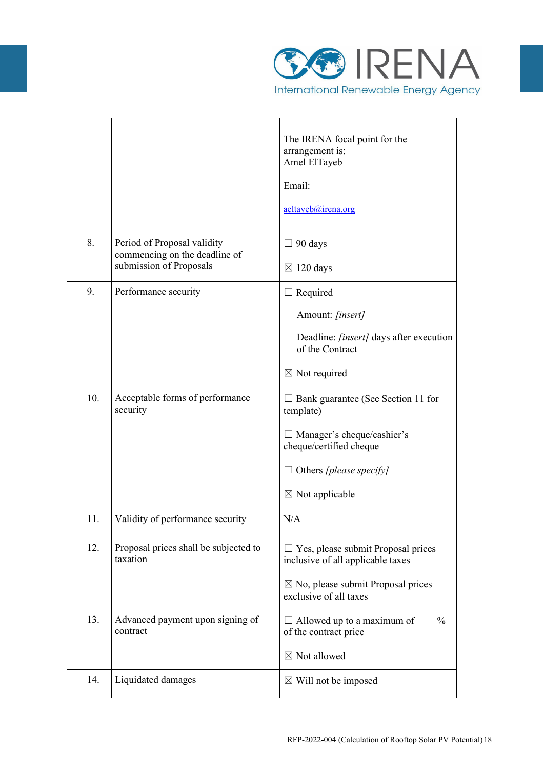|  |  |  |
|---|---|---|
|  |  | The IRENA focal point for the arrangement is:<br>Amel ElTayeb<br><br>Email:<br><br>aeltayeb@irena.org |
| 8. | Period of Proposal validity commencing on the deadline of submission of Proposals | ☐ 90 days<br><br>☒ 120 days |
| 9. | Performance security | ☐ Required<br><br>Amount: *[insert]*<br><br>Deadline: *[insert]* days after execution of the Contract<br><br>☒ Not required |
| 10. | Acceptable forms of performance security | ☐ Bank guarantee (See Section 11 for template)<br><br>☐ Manager's cheque/cashier's cheque/certified cheque<br><br>☐ Others *[please specify]*<br><br>☒ Not applicable |
| 11. | Validity of performance security | N/A |
| 12. | Proposal prices shall be subjected to taxation | ☐ Yes, please submit Proposal prices inclusive of all applicable taxes<br><br>☒ No, please submit Proposal prices exclusive of all taxes |
| 13. | Advanced payment upon signing of contract | ☐ Allowed up to a maximum of____% of the contract price<br><br>☒ Not allowed |
| 14. | Liquidated damages | ☒ Will not be imposed |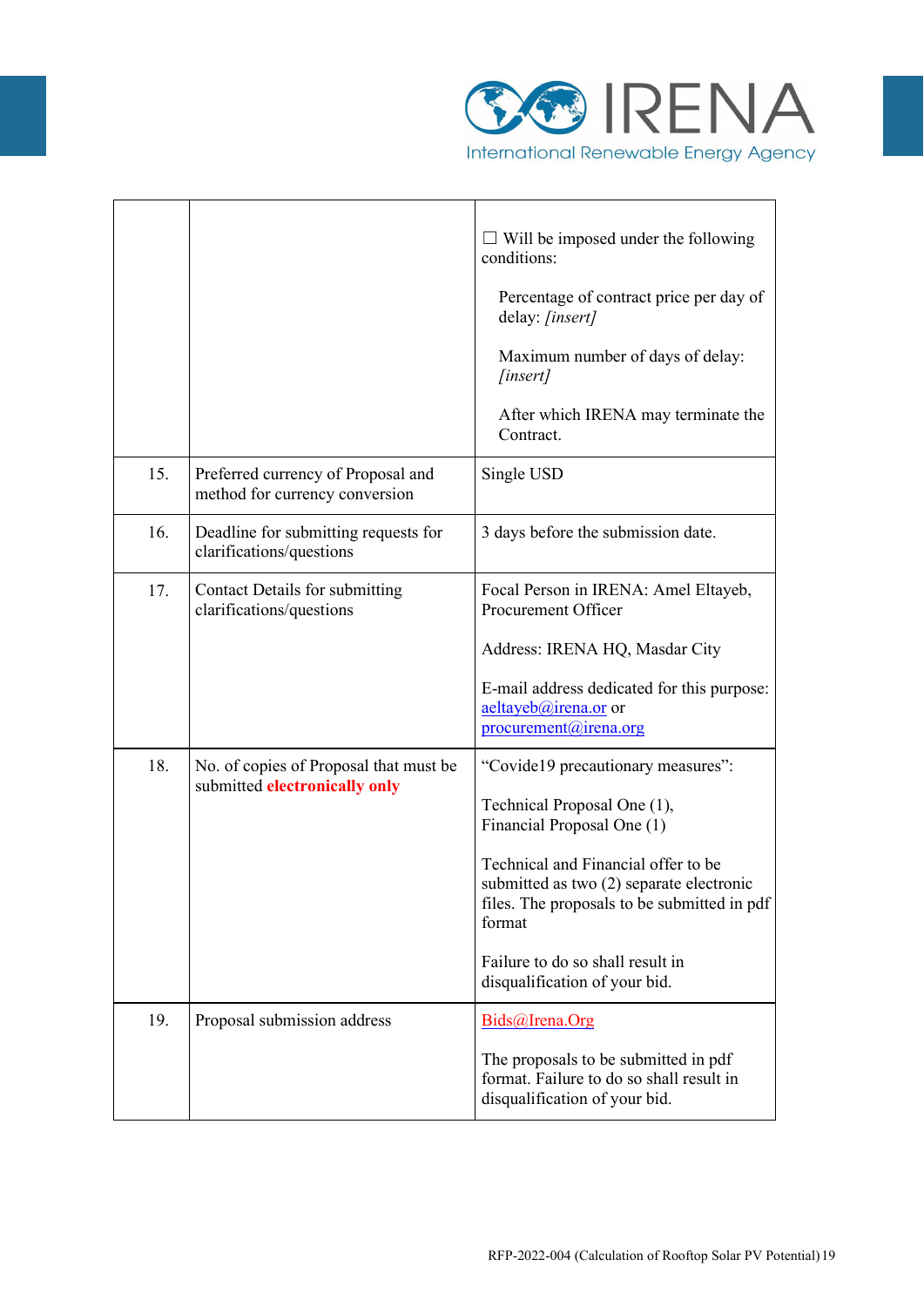|  |  |  |
|---|---|---|
|  |  | ☐ Will be imposed under the following conditions:<br><br>Percentage of contract price per day of delay: *[insert]*<br><br>Maximum number of days of delay: *[insert]*<br><br>After which IRENA may terminate the Contract. |
| 15. | Preferred currency of Proposal and method for currency conversion | Single USD |
| 16. | Deadline for submitting requests for clarifications/questions | 3 days before the submission date. |
| 17. | Contact Details for submitting clarifications/questions | Focal Person in IRENA: Amel Eltayeb, Procurement Officer<br><br>Address: IRENA HQ, Masdar City<br><br>E-mail address dedicated for this purpose: aeltayeb@irena.or or procurement@irena.org |
| 18. | No. of copies of Proposal that must be submitted **electronically only** | "Covide19 precautionary measures":<br><br>Technical Proposal One (1), Financial Proposal One (1)<br><br>Technical and Financial offer to be submitted as two (2) separate electronic files. The proposals to be submitted in pdf format<br><br>Failure to do so shall result in disqualification of your bid. |
| 19. | Proposal submission address | Bids@Irena.Org<br><br>The proposals to be submitted in pdf format. Failure to do so shall result in disqualification of your bid. |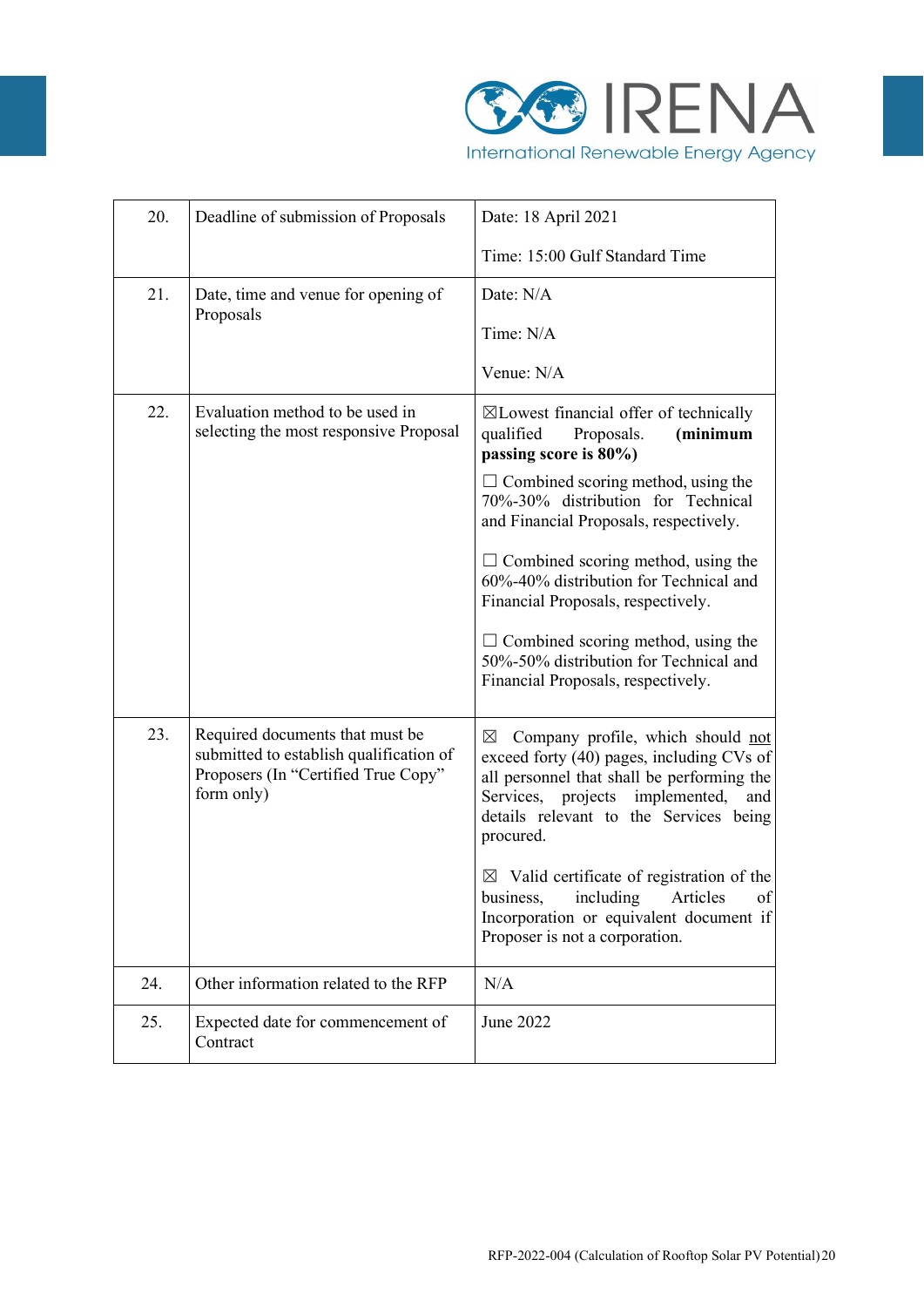| | | |
|---|---|---|
| 20. | Deadline of submission of Proposals | Date: 18 April 2021<br><br>Time: 15:00 Gulf Standard Time |
| 21. | Date, time and venue for opening of Proposals | Date: N/A<br><br>Time: N/A<br><br>Venue: N/A |
| 22. | Evaluation method to be used in selecting the most responsive Proposal | ☒Lowest financial offer of technically qualified Proposals. **(minimum passing score is 80%)**<br><br>☐ Combined scoring method, using the 70%-30% distribution for Technical and Financial Proposals, respectively.<br><br>☐ Combined scoring method, using the 60%-40% distribution for Technical and Financial Proposals, respectively.<br><br>☐ Combined scoring method, using the 50%-50% distribution for Technical and Financial Proposals, respectively. |
| 23. | Required documents that must be submitted to establish qualification of Proposers (In "Certified True Copy" form only) | ☒ Company profile, which should not exceed forty (40) pages, including CVs of all personnel that shall be performing the Services, projects implemented, and details relevant to the Services being procured.<br><br>☒ Valid certificate of registration of the business, including Articles of Incorporation or equivalent document if Proposer is not a corporation. |
| 24. | Other information related to the RFP | N/A |
| 25. | Expected date for commencement of Contract | June 2022 |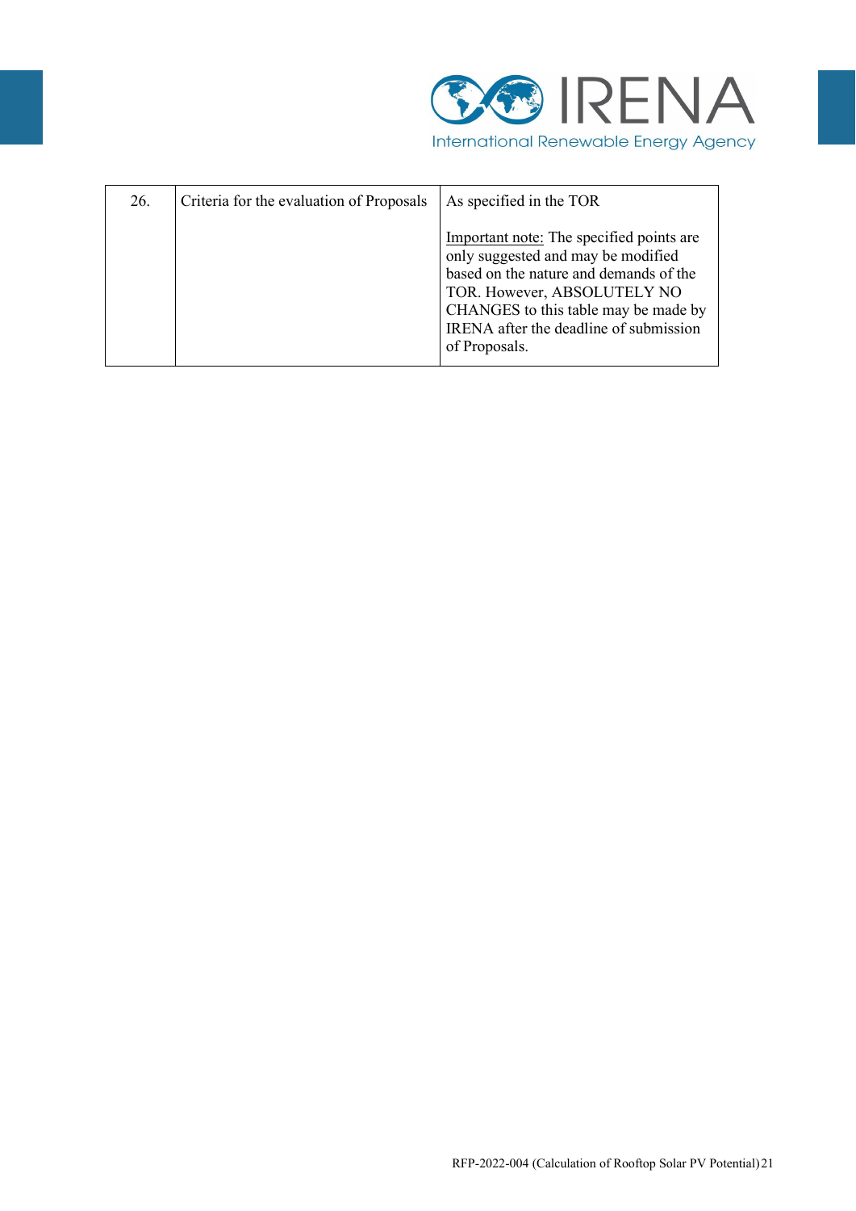| | | |
|---|---|---|
| 26. | Criteria for the evaluation of Proposals | As specified in the TOR<br><br>Important note: The specified points are only suggested and may be modified based on the nature and demands of the TOR. However, ABSOLUTELY NO CHANGES to this table may be made by IRENA after the deadline of submission of Proposals. |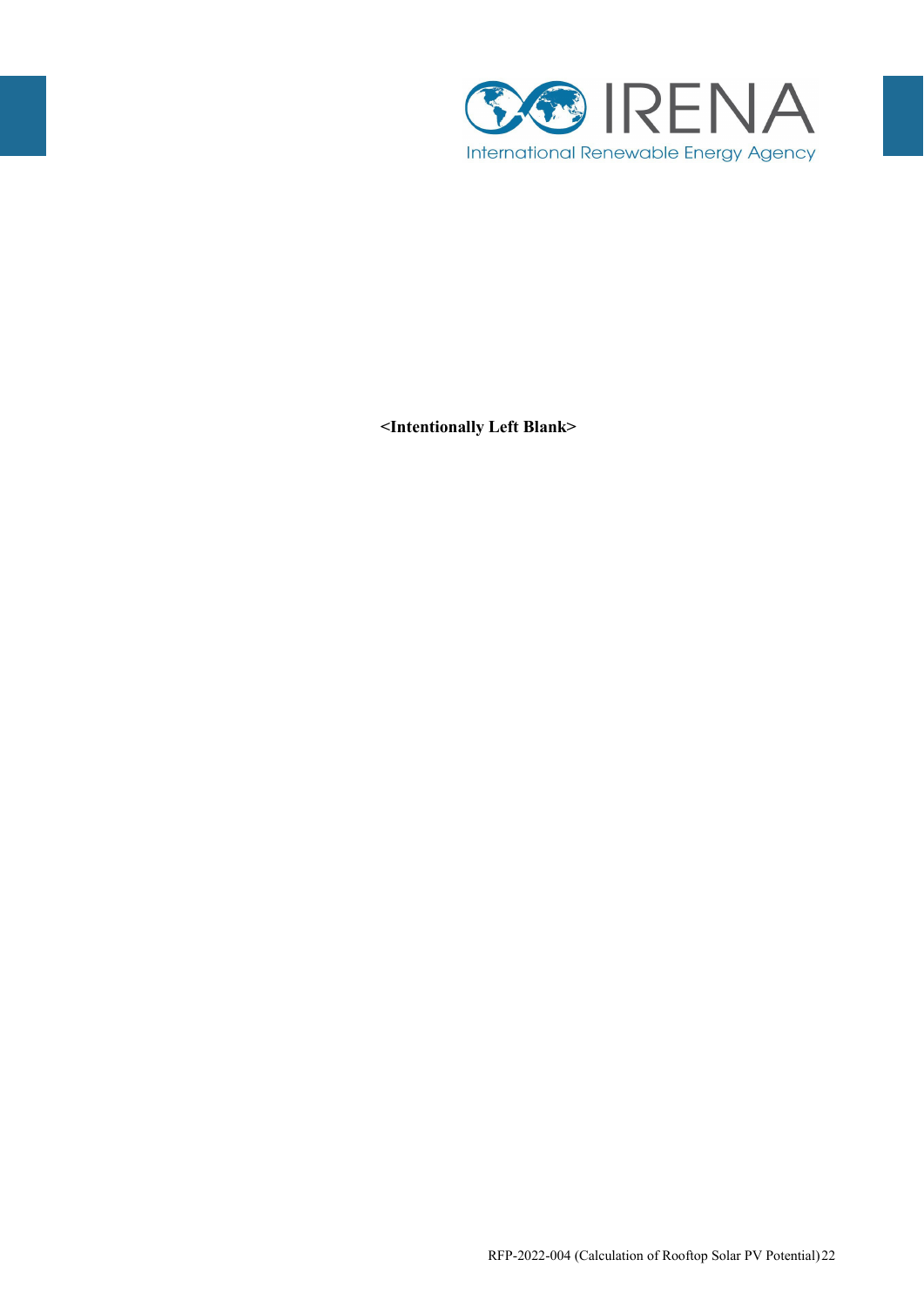**<Intentionally Left Blank>**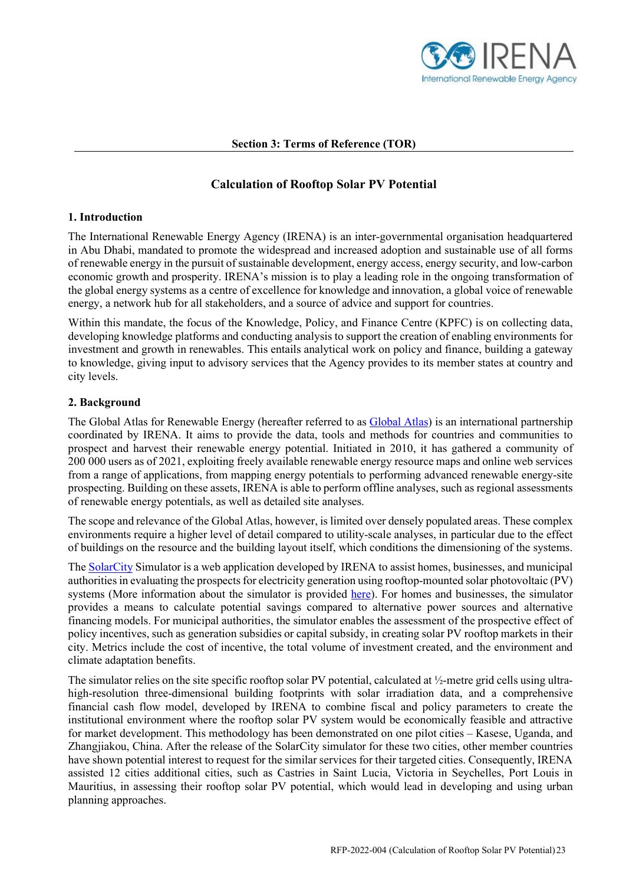## Section 3: Terms of Reference (TOR)

# Calculation of Rooftop Solar PV Potential

### 1. Introduction

The International Renewable Energy Agency (IRENA) is an inter-governmental organisation headquartered in Abu Dhabi, mandated to promote the widespread and increased adoption and sustainable use of all forms of renewable energy in the pursuit of sustainable development, energy access, energy security, and low-carbon economic growth and prosperity. IRENA's mission is to play a leading role in the ongoing transformation of the global energy systems as a centre of excellence for knowledge and innovation, a global voice of renewable energy, a network hub for all stakeholders, and a source of advice and support for countries.

Within this mandate, the focus of the Knowledge, Policy, and Finance Centre (KPFC) is on collecting data, developing knowledge platforms and conducting analysis to support the creation of enabling environments for investment and growth in renewables. This entails analytical work on policy and finance, building a gateway to knowledge, giving input to advisory services that the Agency provides to its member states at country and city levels.

### 2. Background

The Global Atlas for Renewable Energy (hereafter referred to as Global Atlas) is an international partnership coordinated by IRENA. It aims to provide the data, tools and methods for countries and communities to prospect and harvest their renewable energy potential. Initiated in 2010, it has gathered a community of 200 000 users as of 2021, exploiting freely available renewable energy resource maps and online web services from a range of applications, from mapping energy potentials to performing advanced renewable energy-site prospecting. Building on these assets, IRENA is able to perform offline analyses, such as regional assessments of renewable energy potentials, as well as detailed site analyses.

The scope and relevance of the Global Atlas, however, is limited over densely populated areas. These complex environments require a higher level of detail compared to utility-scale analyses, in particular due to the effect of buildings on the resource and the building layout itself, which conditions the dimensioning of the systems.

The SolarCity Simulator is a web application developed by IRENA to assist homes, businesses, and municipal authorities in evaluating the prospects for electricity generation using rooftop-mounted solar photovoltaic (PV) systems (More information about the simulator is provided here). For homes and businesses, the simulator provides a means to calculate potential savings compared to alternative power sources and alternative financing models. For municipal authorities, the simulator enables the assessment of the prospective effect of policy incentives, such as generation subsidies or capital subsidy, in creating solar PV rooftop markets in their city. Metrics include the cost of incentive, the total volume of investment created, and the environment and climate adaptation benefits.

The simulator relies on the site specific rooftop solar PV potential, calculated at ½-metre grid cells using ultra-high-resolution three-dimensional building footprints with solar irradiation data, and a comprehensive financial cash flow model, developed by IRENA to combine fiscal and policy parameters to create the institutional environment where the rooftop solar PV system would be economically feasible and attractive for market development. This methodology has been demonstrated on one pilot cities – Kasese, Uganda, and Zhangjiakou, China. After the release of the SolarCity simulator for these two cities, other member countries have shown potential interest to request for the similar services for their targeted cities. Consequently, IRENA assisted 12 cities additional cities, such as Castries in Saint Lucia, Victoria in Seychelles, Port Louis in Mauritius, in assessing their rooftop solar PV potential, which would lead in developing and using urban planning approaches.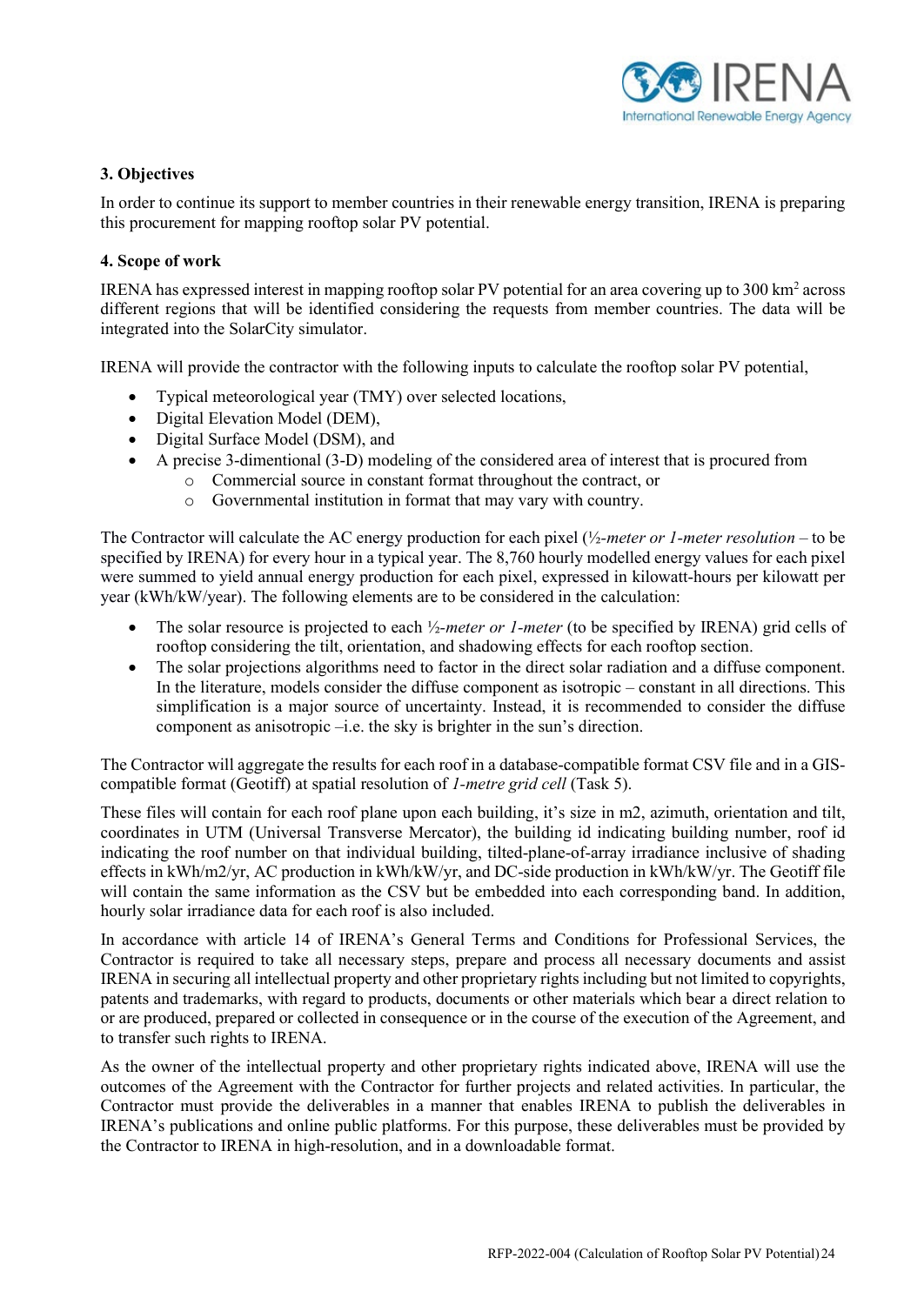### 3. Objectives

In order to continue its support to member countries in their renewable energy transition, IRENA is preparing this procurement for mapping rooftop solar PV potential.

### 4. Scope of work

IRENA has expressed interest in mapping rooftop solar PV potential for an area covering up to 300 km$^2$ across different regions that will be identified considering the requests from member countries. The data will be integrated into the SolarCity simulator.

IRENA will provide the contractor with the following inputs to calculate the rooftop solar PV potential,

- Typical meteorological year (TMY) over selected locations,
- Digital Elevation Model (DEM),
- Digital Surface Model (DSM), and
- A precise 3-dimentional (3-D) modeling of the considered area of interest that is procured from
    - Commercial source in constant format throughout the contract, or
    - Governmental institution in format that may vary with country.

The Contractor will calculate the AC energy production for each pixel (*½-meter or 1-meter resolution* – to be specified by IRENA) for every hour in a typical year. The 8,760 hourly modelled energy values for each pixel were summed to yield annual energy production for each pixel, expressed in kilowatt-hours per kilowatt per year (kWh/kW/year). The following elements are to be considered in the calculation:

- The solar resource is projected to each *½-meter or 1-meter* (to be specified by IRENA) grid cells of rooftop considering the tilt, orientation, and shadowing effects for each rooftop section.
- The solar projections algorithms need to factor in the direct solar radiation and a diffuse component. In the literature, models consider the diffuse component as isotropic – constant in all directions. This simplification is a major source of uncertainty. Instead, it is recommended to consider the diffuse component as anisotropic –i.e. the sky is brighter in the sun's direction.

The Contractor will aggregate the results for each roof in a database-compatible format CSV file and in a GIS-compatible format (Geotiff) at spatial resolution of *1-metre grid cell* (Task 5).

These files will contain for each roof plane upon each building, it's size in m2, azimuth, orientation and tilt, coordinates in UTM (Universal Transverse Mercator), the building id indicating building number, roof id indicating the roof number on that individual building, tilted-plane-of-array irradiance inclusive of shading effects in kWh/m2/yr, AC production in kWh/kW/yr, and DC-side production in kWh/kW/yr. The Geotiff file will contain the same information as the CSV but be embedded into each corresponding band. In addition, hourly solar irradiance data for each roof is also included.

In accordance with article 14 of IRENA's General Terms and Conditions for Professional Services, the Contractor is required to take all necessary steps, prepare and process all necessary documents and assist IRENA in securing all intellectual property and other proprietary rights including but not limited to copyrights, patents and trademarks, with regard to products, documents or other materials which bear a direct relation to or are produced, prepared or collected in consequence or in the course of the execution of the Agreement, and to transfer such rights to IRENA.

As the owner of the intellectual property and other proprietary rights indicated above, IRENA will use the outcomes of the Agreement with the Contractor for further projects and related activities. In particular, the Contractor must provide the deliverables in a manner that enables IRENA to publish the deliverables in IRENA's publications and online public platforms. For this purpose, these deliverables must be provided by the Contractor to IRENA in high-resolution, and in a downloadable format.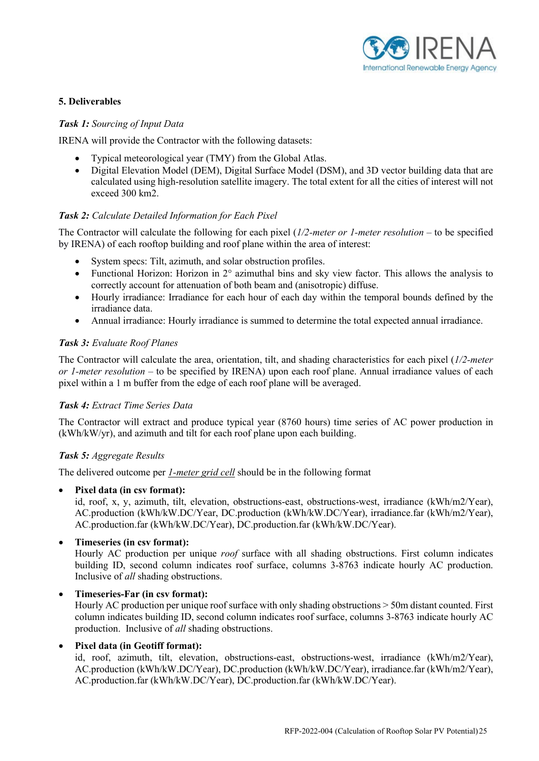## 5. Deliverables

*Task 1: Sourcing of Input Data*

IRENA will provide the Contractor with the following datasets:

- Typical meteorological year (TMY) from the Global Atlas.
- Digital Elevation Model (DEM), Digital Surface Model (DSM), and 3D vector building data that are calculated using high-resolution satellite imagery. The total extent for all the cities of interest will not exceed 300 km2.

*Task 2: Calculate Detailed Information for Each Pixel*

The Contractor will calculate the following for each pixel (*1/2-meter or 1-meter resolution* – to be specified by IRENA) of each rooftop building and roof plane within the area of interest:

- System specs: Tilt, azimuth, and solar obstruction profiles.
- Functional Horizon: Horizon in 2° azimuthal bins and sky view factor. This allows the analysis to correctly account for attenuation of both beam and (anisotropic) diffuse.
- Hourly irradiance: Irradiance for each hour of each day within the temporal bounds defined by the irradiance data.
- Annual irradiance: Hourly irradiance is summed to determine the total expected annual irradiance.

*Task 3: Evaluate Roof Planes*

The Contractor will calculate the area, orientation, tilt, and shading characteristics for each pixel (*1/2-meter or 1-meter resolution* – to be specified by IRENA) upon each roof plane. Annual irradiance values of each pixel within a 1 m buffer from the edge of each roof plane will be averaged.

*Task 4: Extract Time Series Data*

The Contractor will extract and produce typical year (8760 hours) time series of AC power production in (kWh/kW/yr), and azimuth and tilt for each roof plane upon each building.

*Task 5: Aggregate Results*

The delivered outcome per *1-meter grid cell* should be in the following format

- **Pixel data (in csv format):**
  id, roof, x, y, azimuth, tilt, elevation, obstructions-east, obstructions-west, irradiance (kWh/m2/Year), AC.production (kWh/kW.DC/Year, DC.production (kWh/kW.DC/Year), irradiance.far (kWh/m2/Year), AC.production.far (kWh/kW.DC/Year), DC.production.far (kWh/kW.DC/Year).

- **Timeseries (in csv format):**
  Hourly AC production per unique *roof* surface with all shading obstructions. First column indicates building ID, second column indicates roof surface, columns 3-8763 indicate hourly AC production. Inclusive of *all* shading obstructions.

- **Timeseries-Far (in csv format):**
  Hourly AC production per unique roof surface with only shading obstructions > 50m distant counted. First column indicates building ID, second column indicates roof surface, columns 3-8763 indicate hourly AC production. Inclusive of *all* shading obstructions.

- **Pixel data (in Geotiff format):**
  id, roof, azimuth, tilt, elevation, obstructions-east, obstructions-west, irradiance (kWh/m2/Year), AC.production (kWh/kW.DC/Year), DC.production (kWh/kW.DC/Year), irradiance.far (kWh/m2/Year), AC.production.far (kWh/kW.DC/Year), DC.production.far (kWh/kW.DC/Year).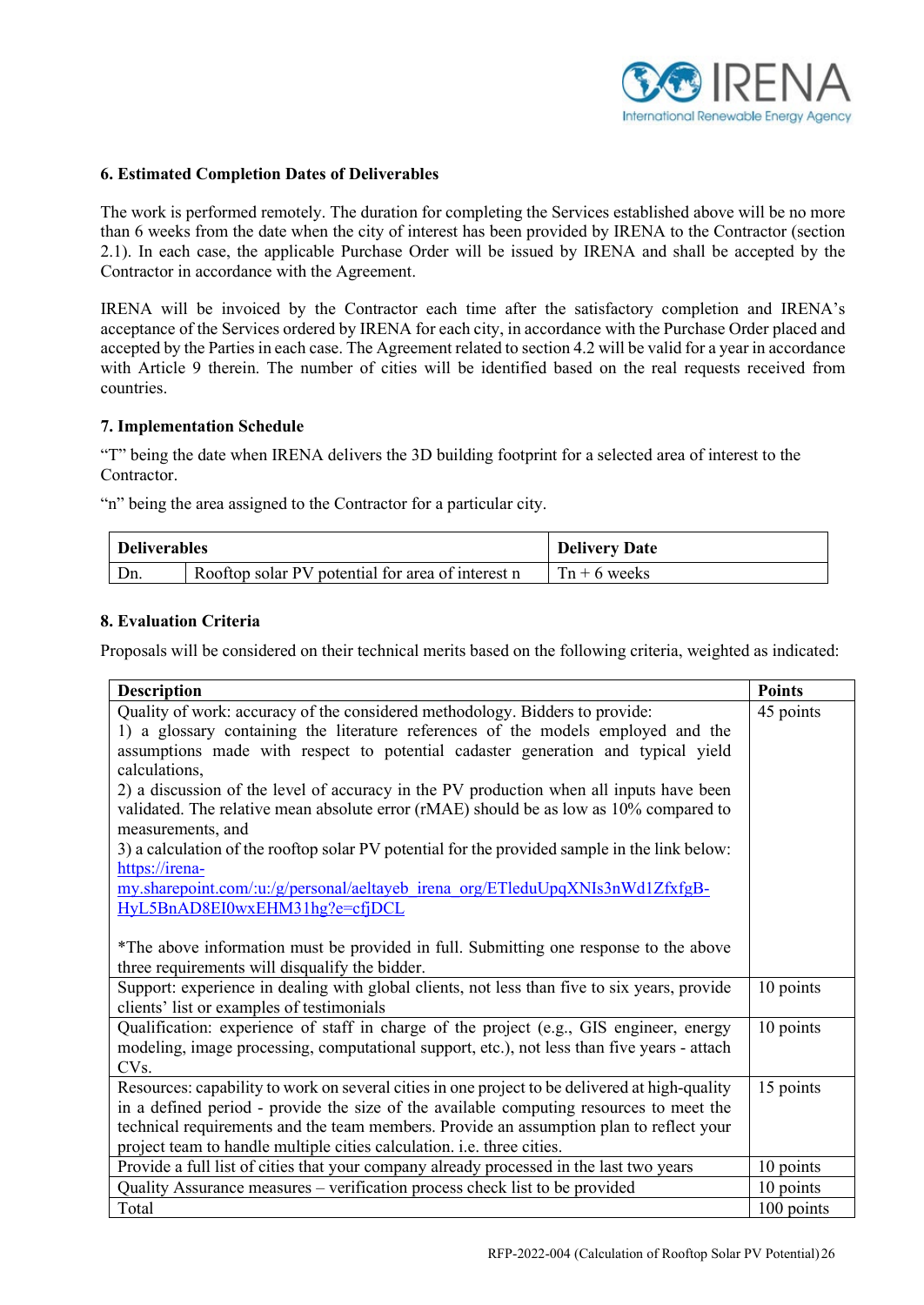### 6. Estimated Completion Dates of Deliverables

The work is performed remotely. The duration for completing the Services established above will be no more than 6 weeks from the date when the city of interest has been provided by IRENA to the Contractor (section 2.1). In each case, the applicable Purchase Order will be issued by IRENA and shall be accepted by the Contractor in accordance with the Agreement.

IRENA will be invoiced by the Contractor each time after the satisfactory completion and IRENA's acceptance of the Services ordered by IRENA for each city, in accordance with the Purchase Order placed and accepted by the Parties in each case. The Agreement related to section 4.2 will be valid for a year in accordance with Article 9 therein. The number of cities will be identified based on the real requests received from countries.

### 7. Implementation Schedule

"T" being the date when IRENA delivers the 3D building footprint for a selected area of interest to the Contractor.

"n" being the area assigned to the Contractor for a particular city.

| Deliverables | | Delivery Date |
|---|---|---|
| Dn. | Rooftop solar PV potential for area of interest n | Tn + 6 weeks |

### 8. Evaluation Criteria

Proposals will be considered on their technical merits based on the following criteria, weighted as indicated:

| Description | Points |
|---|---|
| Quality of work: accuracy of the considered methodology. Bidders to provide:<br>1) a glossary containing the literature references of the models employed and the assumptions made with respect to potential cadaster generation and typical yield calculations,<br>2) a discussion of the level of accuracy in the PV production when all inputs have been validated. The relative mean absolute error (rMAE) should be as low as 10% compared to measurements, and<br>3) a calculation of the rooftop solar PV potential for the provided sample in the link below: https://irena-my.sharepoint.com/:u:/g/personal/aeltayeb_irena_org/ETleduUpqXNIs3nWd1ZfxfgB-HyL5BnAD8EI0wxEHM31hg?e=cfjDCL<br><br>*The above information must be provided in full. Submitting one response to the above three requirements will disqualify the bidder. | 45 points |
| Support: experience in dealing with global clients, not less than five to six years, provide clients' list or examples of testimonials | 10 points |
| Qualification: experience of staff in charge of the project (e.g., GIS engineer, energy modeling, image processing, computational support, etc.), not less than five years - attach CVs. | 10 points |
| Resources: capability to work on several cities in one project to be delivered at high-quality in a defined period - provide the size of the available computing resources to meet the technical requirements and the team members. Provide an assumption plan to reflect your project team to handle multiple cities calculation. i.e. three cities. | 15 points |
| Provide a full list of cities that your company already processed in the last two years | 10 points |
| Quality Assurance measures – verification process check list to be provided | 10 points |
| Total | 100 points |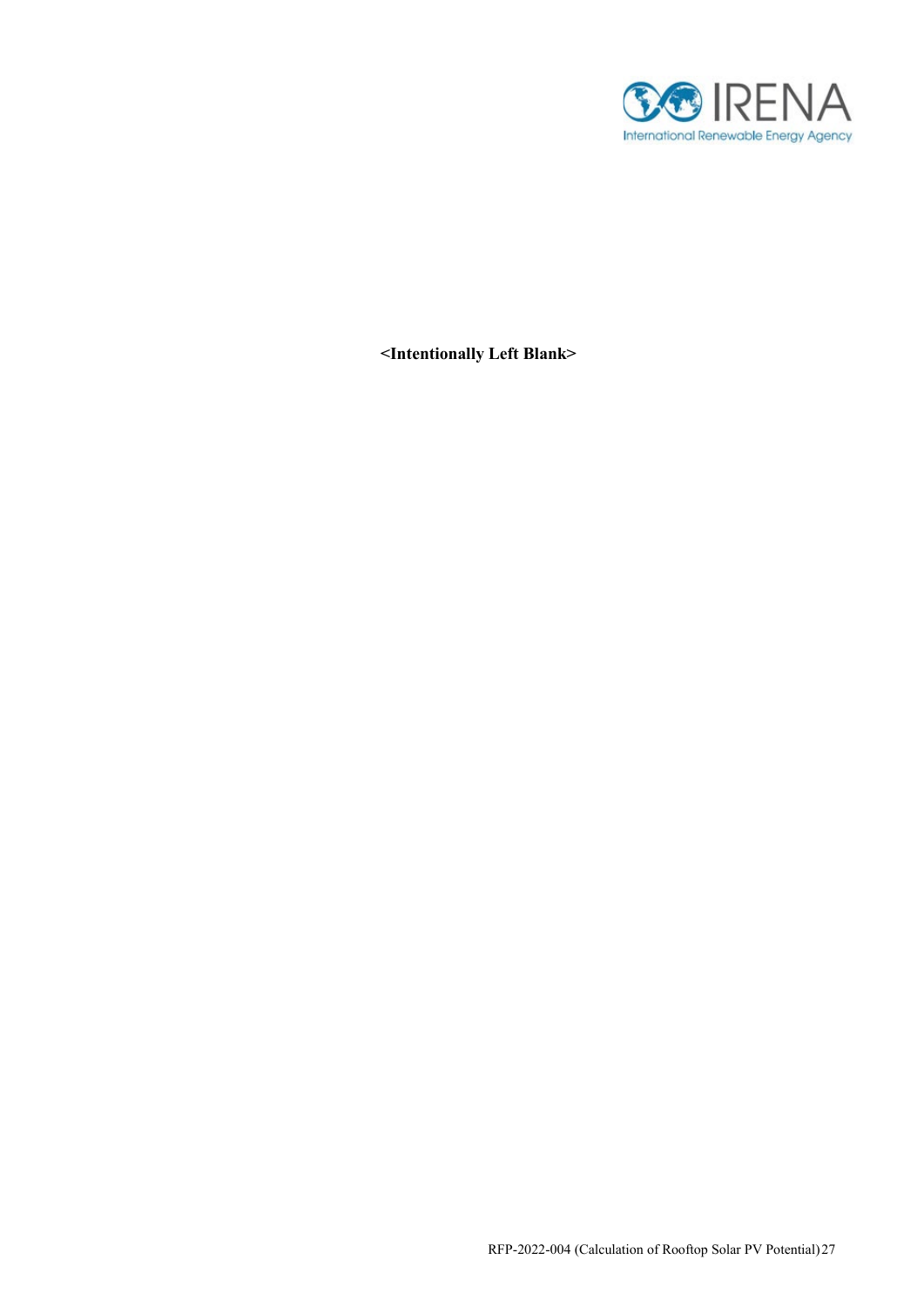**<Intentionally Left Blank>**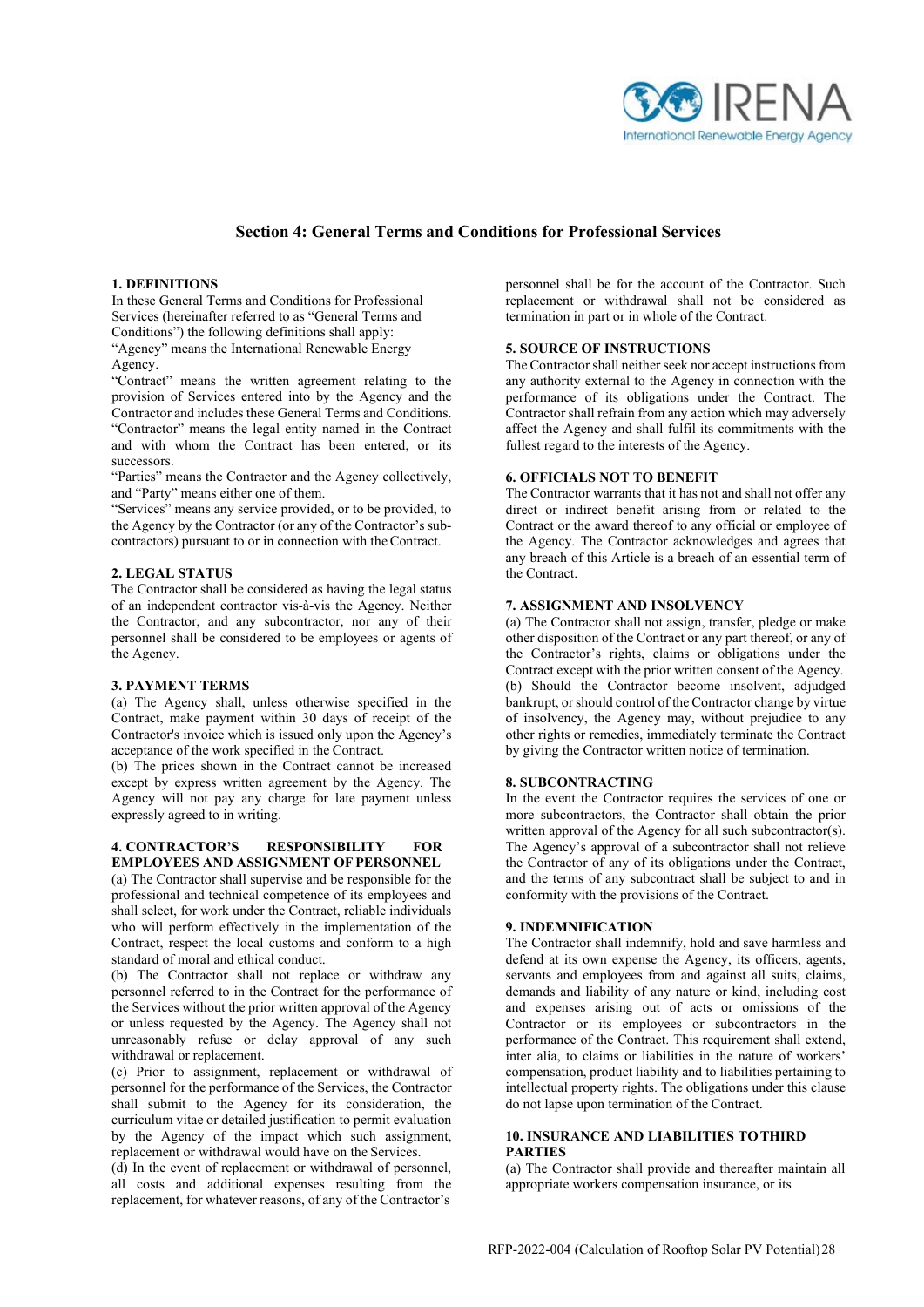## Section 4: General Terms and Conditions for Professional Services

### 1. DEFINITIONS

In these General Terms and Conditions for Professional Services (hereinafter referred to as "General Terms and Conditions") the following definitions shall apply:

"Agency" means the International Renewable Energy Agency.

"Contract" means the written agreement relating to the provision of Services entered into by the Agency and the Contractor and includes these General Terms and Conditions.

"Contractor" means the legal entity named in the Contract and with whom the Contract has been entered, or its successors.

"Parties" means the Contractor and the Agency collectively, and "Party" means either one of them.

"Services" means any service provided, or to be provided, to the Agency by the Contractor (or any of the Contractor's sub-contractors) pursuant to or in connection with the Contract.

### 2. LEGAL STATUS

The Contractor shall be considered as having the legal status of an independent contractor vis-à-vis the Agency. Neither the Contractor, and any subcontractor, nor any of their personnel shall be considered to be employees or agents of the Agency.

### 3. PAYMENT TERMS

(a) The Agency shall, unless otherwise specified in the Contract, make payment within 30 days of receipt of the Contractor's invoice which is issued only upon the Agency's acceptance of the work specified in the Contract.

(b) The prices shown in the Contract cannot be increased except by express written agreement by the Agency. The Agency will not pay any charge for late payment unless expressly agreed to in writing.

### 4. CONTRACTOR'S RESPONSIBILITY FOR EMPLOYEES AND ASSIGNMENT OF PERSONNEL

(a) The Contractor shall supervise and be responsible for the professional and technical competence of its employees and shall select, for work under the Contract, reliable individuals who will perform effectively in the implementation of the Contract, respect the local customs and conform to a high standard of moral and ethical conduct.

(b) The Contractor shall not replace or withdraw any personnel referred to in the Contract for the performance of the Services without the prior written approval of the Agency or unless requested by the Agency. The Agency shall not unreasonably refuse or delay approval of any such withdrawal or replacement.

(c) Prior to assignment, replacement or withdrawal of personnel for the performance of the Services, the Contractor shall submit to the Agency for its consideration, the curriculum vitae or detailed justification to permit evaluation by the Agency of the impact which such assignment, replacement or withdrawal would have on the Services.

(d) In the event of replacement or withdrawal of personnel, all costs and additional expenses resulting from the replacement, for whatever reasons, of any of the Contractor's personnel shall be for the account of the Contractor. Such replacement or withdrawal shall not be considered as termination in part or in whole of the Contract.

### 5. SOURCE OF INSTRUCTIONS

The Contractor shall neither seek nor accept instructions from any authority external to the Agency in connection with the performance of its obligations under the Contract. The Contractor shall refrain from any action which may adversely affect the Agency and shall fulfil its commitments with the fullest regard to the interests of the Agency.

### 6. OFFICIALS NOT TO BENEFIT

The Contractor warrants that it has not and shall not offer any direct or indirect benefit arising from or related to the Contract or the award thereof to any official or employee of the Agency. The Contractor acknowledges and agrees that any breach of this Article is a breach of an essential term of the Contract.

### 7. ASSIGNMENT AND INSOLVENCY

(a) The Contractor shall not assign, transfer, pledge or make other disposition of the Contract or any part thereof, or any of the Contractor's rights, claims or obligations under the Contract except with the prior written consent of the Agency.

(b) Should the Contractor become insolvent, adjudged bankrupt, or should control of the Contractor change by virtue of insolvency, the Agency may, without prejudice to any other rights or remedies, immediately terminate the Contract by giving the Contractor written notice of termination.

### 8. SUBCONTRACTING

In the event the Contractor requires the services of one or more subcontractors, the Contractor shall obtain the prior written approval of the Agency for all such subcontractor(s). The Agency's approval of a subcontractor shall not relieve the Contractor of any of its obligations under the Contract, and the terms of any subcontract shall be subject to and in conformity with the provisions of the Contract.

### 9. INDEMNIFICATION

The Contractor shall indemnify, hold and save harmless and defend at its own expense the Agency, its officers, agents, servants and employees from and against all suits, claims, demands and liability of any nature or kind, including cost and expenses arising out of acts or omissions of the Contractor or its employees or subcontractors in the performance of the Contract. This requirement shall extend, inter alia, to claims or liabilities in the nature of workers' compensation, product liability and to liabilities pertaining to intellectual property rights. The obligations under this clause do not lapse upon termination of the Contract.

### 10. INSURANCE AND LIABILITIES TO THIRD PARTIES

(a) The Contractor shall provide and thereafter maintain all appropriate workers compensation insurance, or its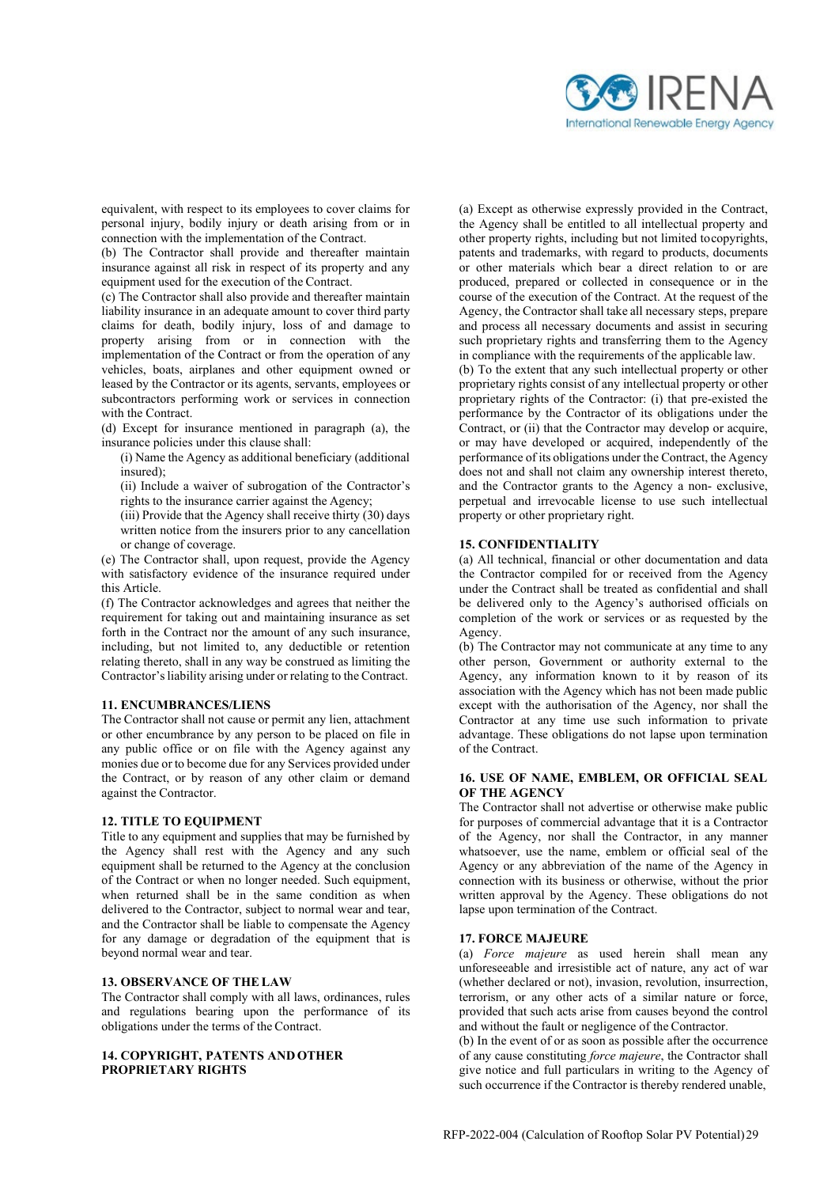equivalent, with respect to its employees to cover claims for personal injury, bodily injury or death arising from or in connection with the implementation of the Contract.

(b) The Contractor shall provide and thereafter maintain insurance against all risk in respect of its property and any equipment used for the execution of the Contract.

(c) The Contractor shall also provide and thereafter maintain liability insurance in an adequate amount to cover third party claims for death, bodily injury, loss of and damage to property arising from or in connection with the implementation of the Contract or from the operation of any vehicles, boats, airplanes and other equipment owned or leased by the Contractor or its agents, servants, employees or subcontractors performing work or services in connection with the Contract.

(d) Except for insurance mentioned in paragraph (a), the insurance policies under this clause shall:

(i) Name the Agency as additional beneficiary (additional insured);

(ii) Include a waiver of subrogation of the Contractor's rights to the insurance carrier against the Agency;

(iii) Provide that the Agency shall receive thirty (30) days written notice from the insurers prior to any cancellation or change of coverage.

(e) The Contractor shall, upon request, provide the Agency with satisfactory evidence of the insurance required under this Article.

(f) The Contractor acknowledges and agrees that neither the requirement for taking out and maintaining insurance as set forth in the Contract nor the amount of any such insurance, including, but not limited to, any deductible or retention relating thereto, shall in any way be construed as limiting the Contractor's liability arising under or relating to the Contract.

**11. ENCUMBRANCES/LIENS**

The Contractor shall not cause or permit any lien, attachment or other encumbrance by any person to be placed on file in any public office or on file with the Agency against any monies due or to become due for any Services provided under the Contract, or by reason of any other claim or demand against the Contractor.

**12. TITLE TO EQUIPMENT**

Title to any equipment and supplies that may be furnished by the Agency shall rest with the Agency and any such equipment shall be returned to the Agency at the conclusion of the Contract or when no longer needed. Such equipment, when returned shall be in the same condition as when delivered to the Contractor, subject to normal wear and tear, and the Contractor shall be liable to compensate the Agency for any damage or degradation of the equipment that is beyond normal wear and tear.

**13. OBSERVANCE OF THE LAW**

The Contractor shall comply with all laws, ordinances, rules and regulations bearing upon the performance of its obligations under the terms of the Contract.

**14. COPYRIGHT, PATENTS AND OTHER PROPRIETARY RIGHTS**

(a) Except as otherwise expressly provided in the Contract, the Agency shall be entitled to all intellectual property and other property rights, including but not limited to copyrights, patents and trademarks, with regard to products, documents or other materials which bear a direct relation to or are produced, prepared or collected in consequence or in the course of the execution of the Contract. At the request of the Agency, the Contractor shall take all necessary steps, prepare and process all necessary documents and assist in securing such proprietary rights and transferring them to the Agency in compliance with the requirements of the applicable law.

(b) To the extent that any such intellectual property or other proprietary rights consist of any intellectual property or other proprietary rights of the Contractor: (i) that pre-existed the performance by the Contractor of its obligations under the Contract, or (ii) that the Contractor may develop or acquire, or may have developed or acquired, independently of the performance of its obligations under the Contract, the Agency does not and shall not claim any ownership interest thereto, and the Contractor grants to the Agency a non- exclusive, perpetual and irrevocable license to use such intellectual property or other proprietary right.

**15. CONFIDENTIALITY**

(a) All technical, financial or other documentation and data the Contractor compiled for or received from the Agency under the Contract shall be treated as confidential and shall be delivered only to the Agency's authorised officials on completion of the work or services or as requested by the Agency.

(b) The Contractor may not communicate at any time to any other person, Government or authority external to the Agency, any information known to it by reason of its association with the Agency which has not been made public except with the authorisation of the Agency, nor shall the Contractor at any time use such information to private advantage. These obligations do not lapse upon termination of the Contract.

**16. USE OF NAME, EMBLEM, OR OFFICIAL SEAL OF THE AGENCY**

The Contractor shall not advertise or otherwise make public for purposes of commercial advantage that it is a Contractor of the Agency, nor shall the Contractor, in any manner whatsoever, use the name, emblem or official seal of the Agency or any abbreviation of the name of the Agency in connection with its business or otherwise, without the prior written approval by the Agency. These obligations do not lapse upon termination of the Contract.

**17. FORCE MAJEURE**

(a) *Force majeure* as used herein shall mean any unforeseeable and irresistible act of nature, any act of war (whether declared or not), invasion, revolution, insurrection, terrorism, or any other acts of a similar nature or force, provided that such acts arise from causes beyond the control and without the fault or negligence of the Contractor.

(b) In the event of or as soon as possible after the occurrence of any cause constituting *force majeure*, the Contractor shall give notice and full particulars in writing to the Agency of such occurrence if the Contractor is thereby rendered unable,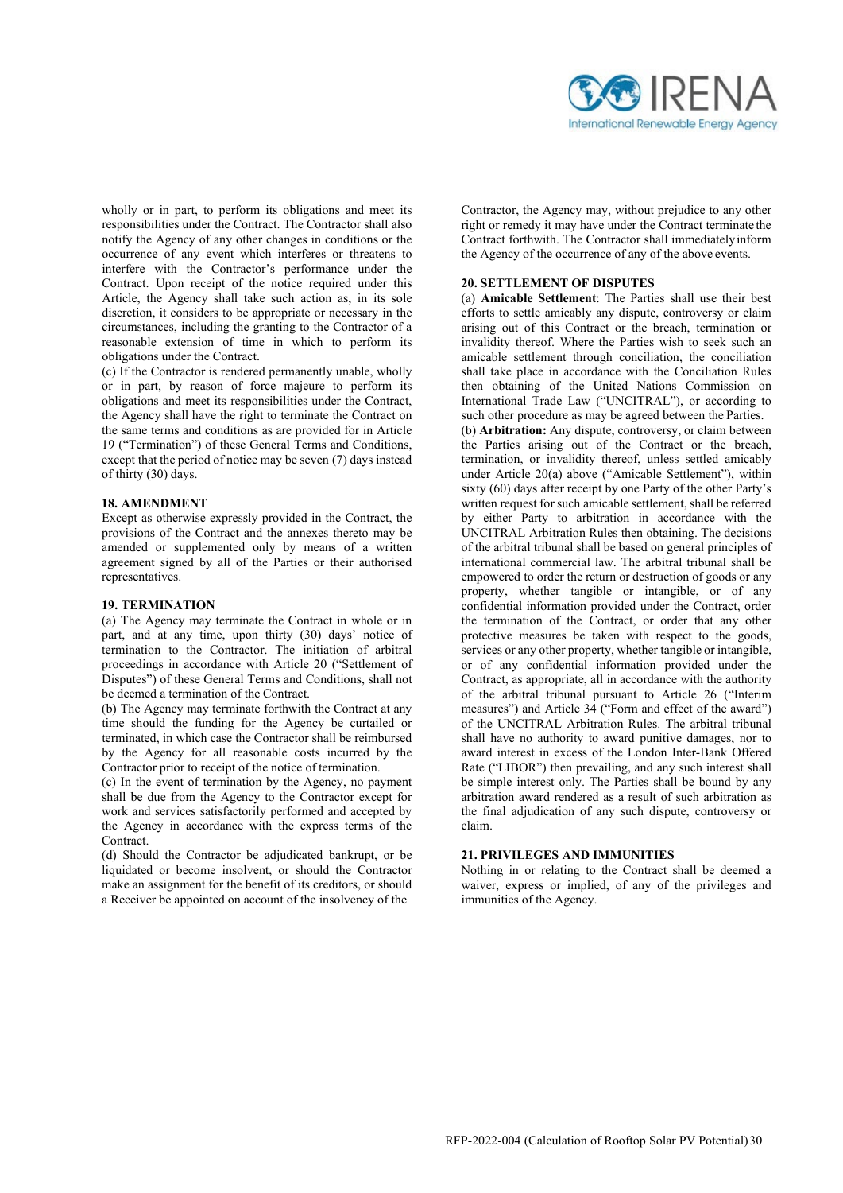wholly or in part, to perform its obligations and meet its responsibilities under the Contract. The Contractor shall also notify the Agency of any other changes in conditions or the occurrence of any event which interferes or threatens to interfere with the Contractor's performance under the Contract. Upon receipt of the notice required under this Article, the Agency shall take such action as, in its sole discretion, it considers to be appropriate or necessary in the circumstances, including the granting to the Contractor of a reasonable extension of time in which to perform its obligations under the Contract.

(c) If the Contractor is rendered permanently unable, wholly or in part, by reason of force majeure to perform its obligations and meet its responsibilities under the Contract, the Agency shall have the right to terminate the Contract on the same terms and conditions as are provided for in Article 19 ("Termination") of these General Terms and Conditions, except that the period of notice may be seven (7) days instead of thirty (30) days.

**18. AMENDMENT**

Except as otherwise expressly provided in the Contract, the provisions of the Contract and the annexes thereto may be amended or supplemented only by means of a written agreement signed by all of the Parties or their authorised representatives.

**19. TERMINATION**

(a) The Agency may terminate the Contract in whole or in part, and at any time, upon thirty (30) days' notice of termination to the Contractor. The initiation of arbitral proceedings in accordance with Article 20 ("Settlement of Disputes") of these General Terms and Conditions, shall not be deemed a termination of the Contract.

(b) The Agency may terminate forthwith the Contract at any time should the funding for the Agency be curtailed or terminated, in which case the Contractor shall be reimbursed by the Agency for all reasonable costs incurred by the Contractor prior to receipt of the notice of termination.

(c) In the event of termination by the Agency, no payment shall be due from the Agency to the Contractor except for work and services satisfactorily performed and accepted by the Agency in accordance with the express terms of the Contract.

(d) Should the Contractor be adjudicated bankrupt, or be liquidated or become insolvent, or should the Contractor make an assignment for the benefit of its creditors, or should a Receiver be appointed on account of the insolvency of the Contractor, the Agency may, without prejudice to any other right or remedy it may have under the Contract terminate the Contract forthwith. The Contractor shall immediately inform the Agency of the occurrence of any of the above events.

**20. SETTLEMENT OF DISPUTES**

(a) **Amicable Settlement**: The Parties shall use their best efforts to settle amicably any dispute, controversy or claim arising out of this Contract or the breach, termination or invalidity thereof. Where the Parties wish to seek such an amicable settlement through conciliation, the conciliation shall take place in accordance with the Conciliation Rules then obtaining of the United Nations Commission on International Trade Law ("UNCITRAL"), or according to such other procedure as may be agreed between the Parties.

(b) **Arbitration:** Any dispute, controversy, or claim between the Parties arising out of the Contract or the breach, termination, or invalidity thereof, unless settled amicably under Article 20(a) above ("Amicable Settlement"), within sixty (60) days after receipt by one Party of the other Party's written request for such amicable settlement, shall be referred by either Party to arbitration in accordance with the UNCITRAL Arbitration Rules then obtaining. The decisions of the arbitral tribunal shall be based on general principles of international commercial law. The arbitral tribunal shall be empowered to order the return or destruction of goods or any property, whether tangible or intangible, or of any confidential information provided under the Contract, order the termination of the Contract, or order that any other protective measures be taken with respect to the goods, services or any other property, whether tangible or intangible, or of any confidential information provided under the Contract, as appropriate, all in accordance with the authority of the arbitral tribunal pursuant to Article 26 ("Interim measures") and Article 34 ("Form and effect of the award") of the UNCITRAL Arbitration Rules. The arbitral tribunal shall have no authority to award punitive damages, nor to award interest in excess of the London Inter-Bank Offered Rate ("LIBOR") then prevailing, and any such interest shall be simple interest only. The Parties shall be bound by any arbitration award rendered as a result of such arbitration as the final adjudication of any such dispute, controversy or claim.

**21. PRIVILEGES AND IMMUNITIES**

Nothing in or relating to the Contract shall be deemed a waiver, express or implied, of any of the privileges and immunities of the Agency.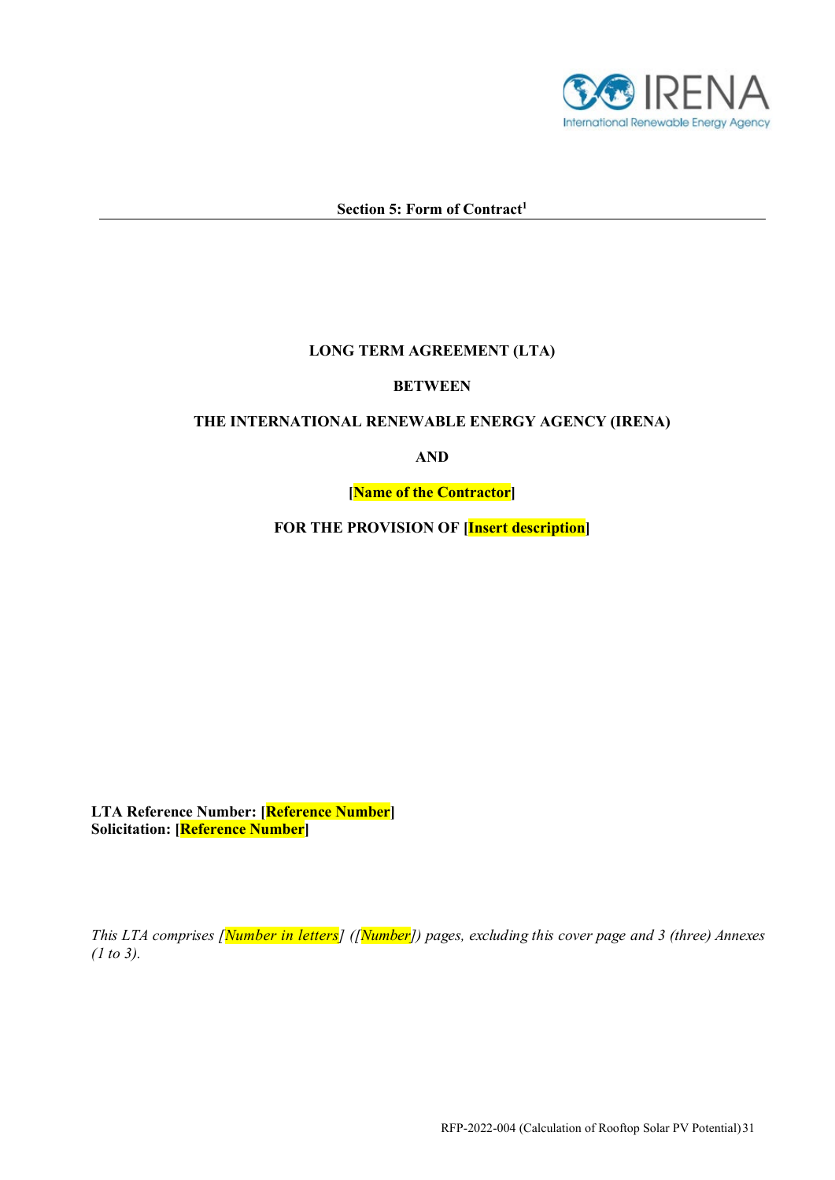**Section 5: Form of Contract[1]**

**LONG TERM AGREEMENT (LTA)**

**BETWEEN**

**THE INTERNATIONAL RENEWABLE ENERGY AGENCY (IRENA)**

**AND**

**[Name of the Contractor]**

**FOR THE PROVISION OF [Insert description]**

**LTA Reference Number: [Reference Number]**
**Solicitation: [Reference Number]**

*This LTA comprises [Number in letters] ([Number]) pages, excluding this cover page and 3 (three) Annexes (1 to 3).*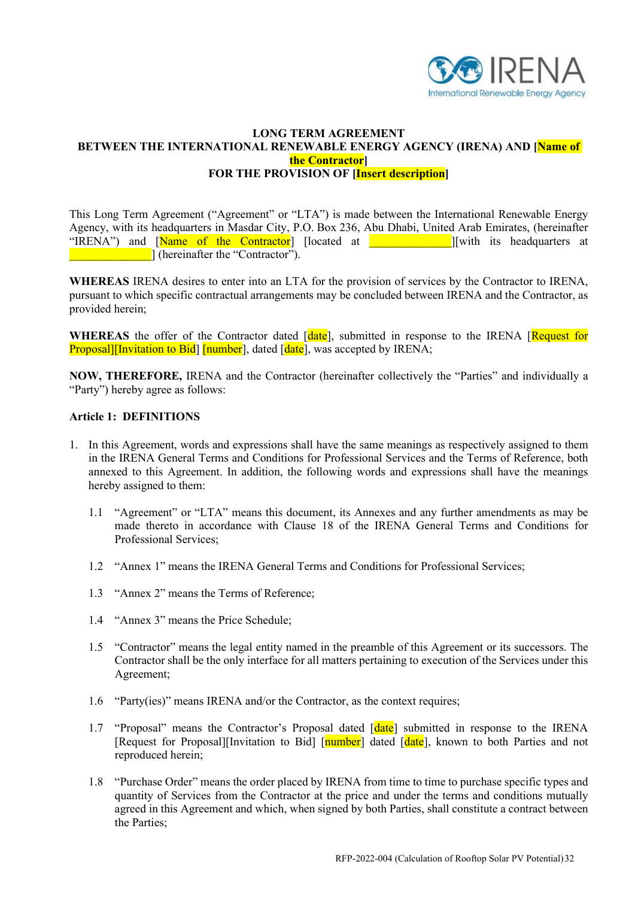**LONG TERM AGREEMENT**
**BETWEEN THE INTERNATIONAL RENEWABLE ENERGY AGENCY (IRENA) AND [Name of the Contractor]**
**FOR THE PROVISION OF [Insert description]**

This Long Term Agreement ("Agreement" or "LTA") is made between the International Renewable Energy Agency, with its headquarters in Masdar City, P.O. Box 236, Abu Dhabi, United Arab Emirates, (hereinafter "IRENA") and [Name of the Contractor] [located at ______________][with its headquarters at ______________] (hereinafter the "Contractor").

**WHEREAS** IRENA desires to enter into an LTA for the provision of services by the Contractor to IRENA, pursuant to which specific contractual arrangements may be concluded between IRENA and the Contractor, as provided herein;

**WHEREAS** the offer of the Contractor dated [date], submitted in response to the IRENA [Request for Proposal][Invitation to Bid] [number], dated [date], was accepted by IRENA;

**NOW, THEREFORE,** IRENA and the Contractor (hereinafter collectively the "Parties" and individually a "Party") hereby agree as follows:

**Article 1: DEFINITIONS**

1. In this Agreement, words and expressions shall have the same meanings as respectively assigned to them in the IRENA General Terms and Conditions for Professional Services and the Terms of Reference, both annexed to this Agreement. In addition, the following words and expressions shall have the meanings hereby assigned to them:

   1.1 "Agreement" or "LTA" means this document, its Annexes and any further amendments as may be made thereto in accordance with Clause 18 of the IRENA General Terms and Conditions for Professional Services;

   1.2 "Annex 1" means the IRENA General Terms and Conditions for Professional Services;

   1.3 "Annex 2" means the Terms of Reference;

   1.4 "Annex 3" means the Price Schedule;

   1.5 "Contractor" means the legal entity named in the preamble of this Agreement or its successors. The Contractor shall be the only interface for all matters pertaining to execution of the Services under this Agreement;

   1.6 "Party(ies)" means IRENA and/or the Contractor, as the context requires;

   1.7 "Proposal" means the Contractor's Proposal dated [date] submitted in response to the IRENA [Request for Proposal][Invitation to Bid] [number] dated [date], known to both Parties and not reproduced herein;

   1.8 "Purchase Order" means the order placed by IRENA from time to time to purchase specific types and quantity of Services from the Contractor at the price and under the terms and conditions mutually agreed in this Agreement and which, when signed by both Parties, shall constitute a contract between the Parties;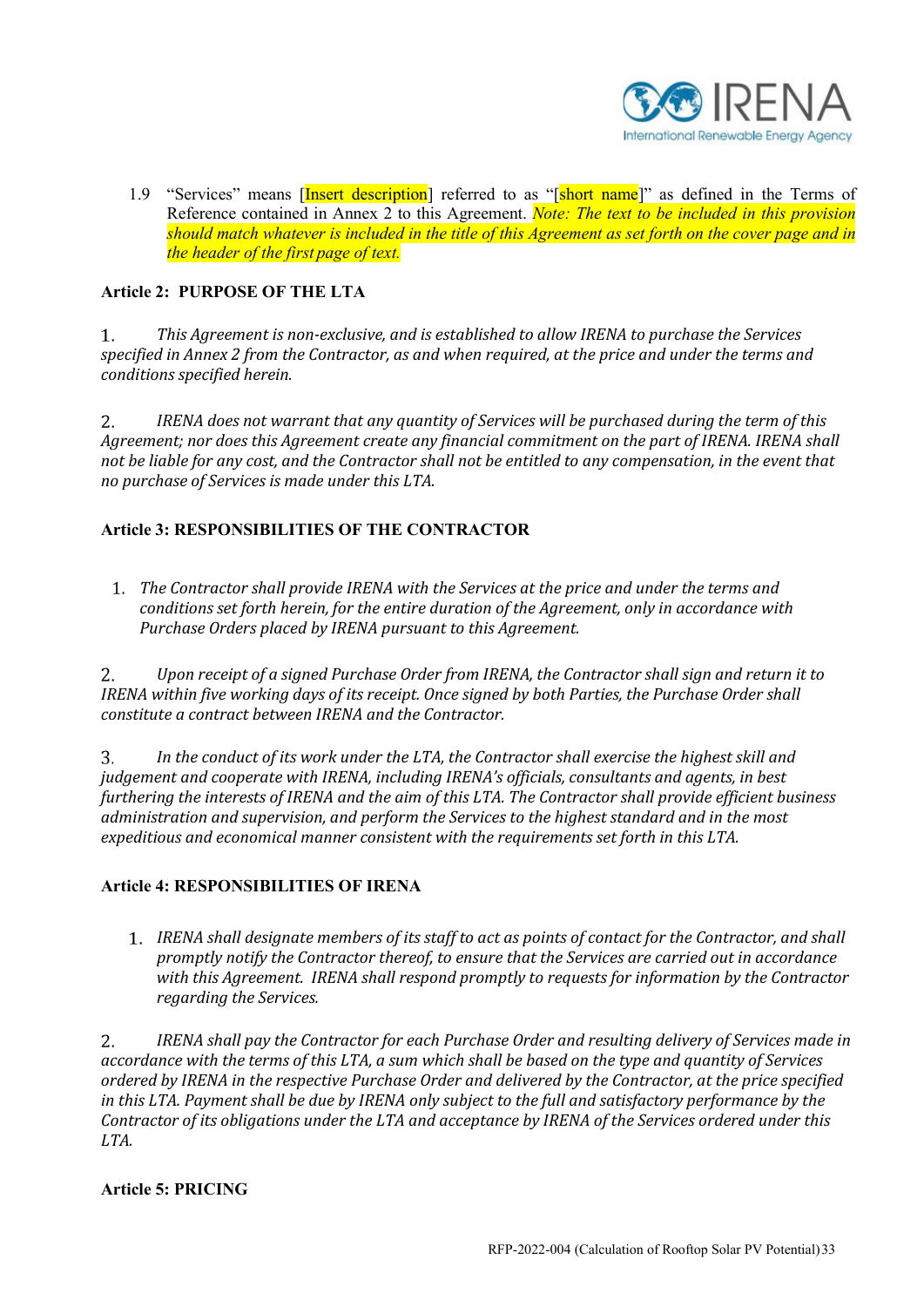1.9 "Services" means [Insert description] referred to as "[short name]" as defined in the Terms of Reference contained in Annex 2 to this Agreement. *Note: The text to be included in this provision should match whatever is included in the title of this Agreement as set forth on the cover page and in the header of the first page of text.*

**Article 2: PURPOSE OF THE LTA**

1. *This Agreement is non-exclusive, and is established to allow IRENA to purchase the Services specified in Annex 2 from the Contractor, as and when required, at the price and under the terms and conditions specified herein.*

2. *IRENA does not warrant that any quantity of Services will be purchased during the term of this Agreement; nor does this Agreement create any financial commitment on the part of IRENA. IRENA shall not be liable for any cost, and the Contractor shall not be entitled to any compensation, in the event that no purchase of Services is made under this LTA.*

**Article 3: RESPONSIBILITIES OF THE CONTRACTOR**

1. *The Contractor shall provide IRENA with the Services at the price and under the terms and conditions set forth herein, for the entire duration of the Agreement, only in accordance with Purchase Orders placed by IRENA pursuant to this Agreement.*

2. *Upon receipt of a signed Purchase Order from IRENA, the Contractor shall sign and return it to IRENA within five working days of its receipt. Once signed by both Parties, the Purchase Order shall constitute a contract between IRENA and the Contractor.*

3. *In the conduct of its work under the LTA, the Contractor shall exercise the highest skill and judgement and cooperate with IRENA, including IRENA's officials, consultants and agents, in best furthering the interests of IRENA and the aim of this LTA. The Contractor shall provide efficient business administration and supervision, and perform the Services to the highest standard and in the most expeditious and economical manner consistent with the requirements set forth in this LTA.*

**Article 4: RESPONSIBILITIES OF IRENA**

1. *IRENA shall designate members of its staff to act as points of contact for the Contractor, and shall promptly notify the Contractor thereof, to ensure that the Services are carried out in accordance with this Agreement. IRENA shall respond promptly to requests for information by the Contractor regarding the Services.*

2. *IRENA shall pay the Contractor for each Purchase Order and resulting delivery of Services made in accordance with the terms of this LTA, a sum which shall be based on the type and quantity of Services ordered by IRENA in the respective Purchase Order and delivered by the Contractor, at the price specified in this LTA. Payment shall be due by IRENA only subject to the full and satisfactory performance by the Contractor of its obligations under the LTA and acceptance by IRENA of the Services ordered under this LTA.*

**Article 5: PRICING**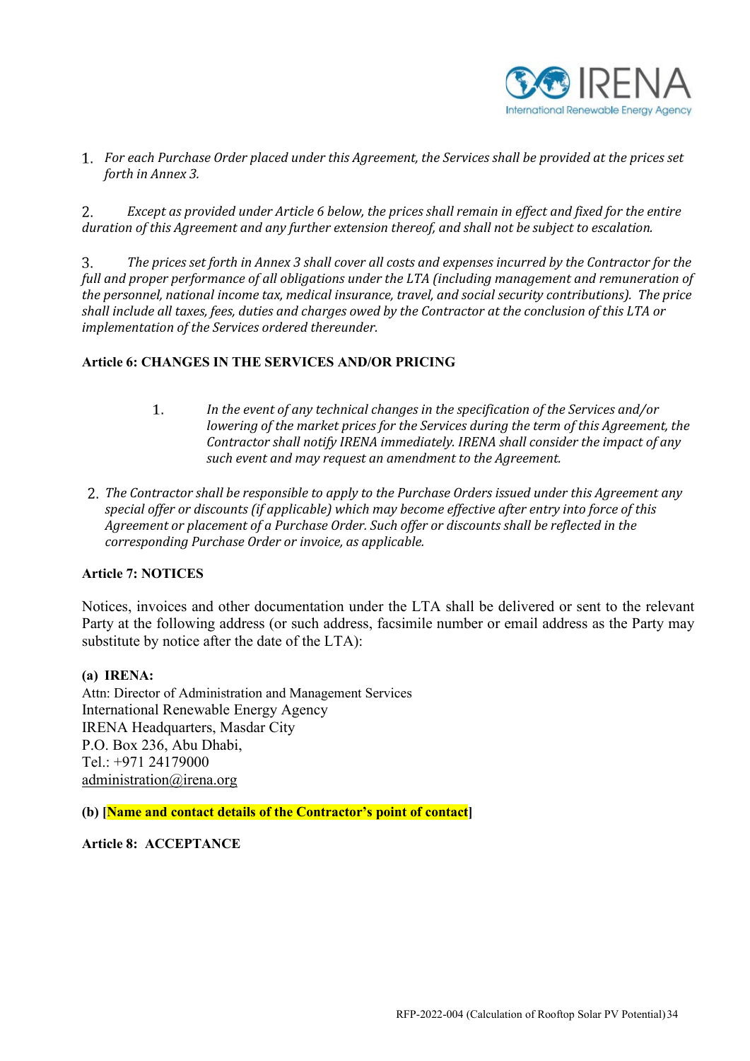1. *For each Purchase Order placed under this Agreement, the Services shall be provided at the prices set forth in Annex 3.*

2. *Except as provided under Article 6 below, the prices shall remain in effect and fixed for the entire duration of this Agreement and any further extension thereof, and shall not be subject to escalation.*

3. *The prices set forth in Annex 3 shall cover all costs and expenses incurred by the Contractor for the full and proper performance of all obligations under the LTA (including management and remuneration of the personnel, national income tax, medical insurance, travel, and social security contributions). The price shall include all taxes, fees, duties and charges owed by the Contractor at the conclusion of this LTA or implementation of the Services ordered thereunder.*

**Article 6: CHANGES IN THE SERVICES AND/OR PRICING**

1. *In the event of any technical changes in the specification of the Services and/or lowering of the market prices for the Services during the term of this Agreement, the Contractor shall notify IRENA immediately. IRENA shall consider the impact of any such event and may request an amendment to the Agreement.*

2. *The Contractor shall be responsible to apply to the Purchase Orders issued under this Agreement any special offer or discounts (if applicable) which may become effective after entry into force of this Agreement or placement of a Purchase Order. Such offer or discounts shall be reflected in the corresponding Purchase Order or invoice, as applicable.*

**Article 7: NOTICES**

Notices, invoices and other documentation under the LTA shall be delivered or sent to the relevant Party at the following address (or such address, facsimile number or email address as the Party may substitute by notice after the date of the LTA):

**(a) IRENA:**
Attn: Director of Administration and Management Services
International Renewable Energy Agency
IRENA Headquarters, Masdar City
P.O. Box 236, Abu Dhabi,
Tel.: +971 24179000
administration@irena.org

**(b) [Name and contact details of the Contractor's point of contact]**

**Article 8: ACCEPTANCE**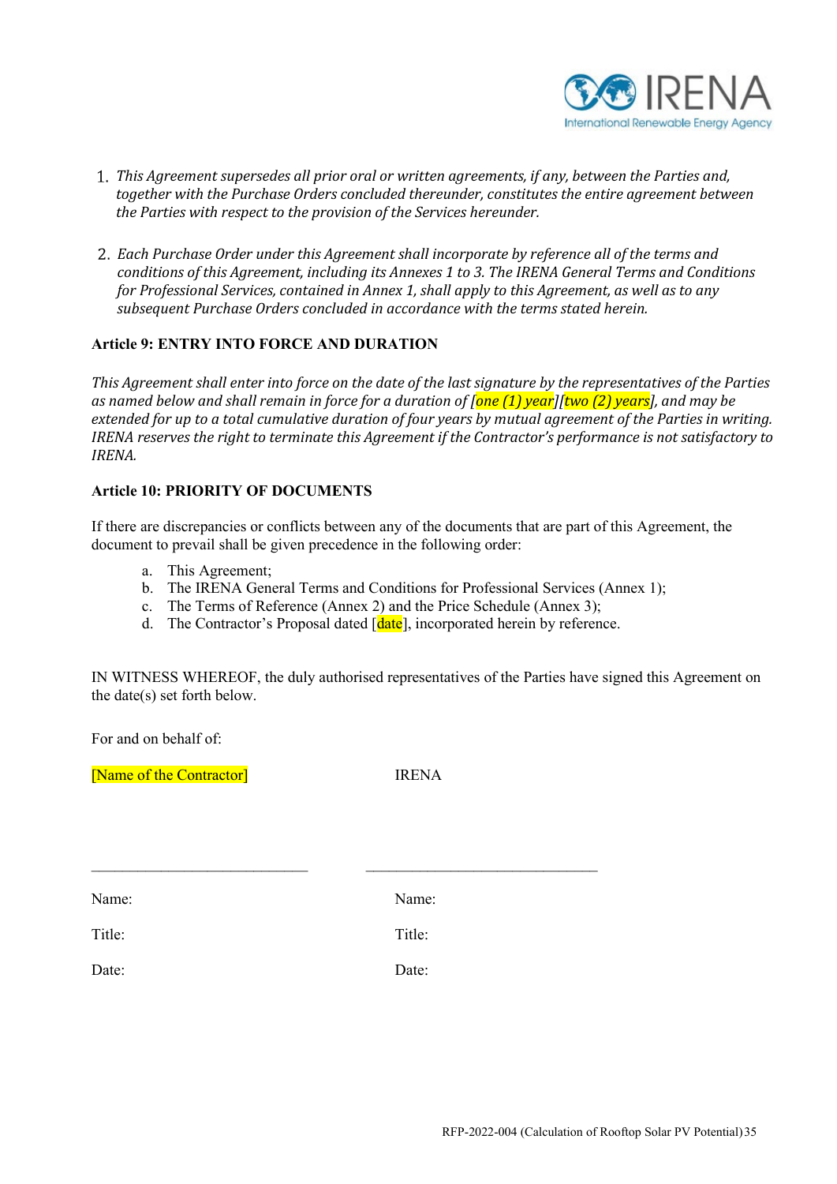1. *This Agreement supersedes all prior oral or written agreements, if any, between the Parties and, together with the Purchase Orders concluded thereunder, constitutes the entire agreement between the Parties with respect to the provision of the Services hereunder.*

2. *Each Purchase Order under this Agreement shall incorporate by reference all of the terms and conditions of this Agreement, including its Annexes 1 to 3. The IRENA General Terms and Conditions for Professional Services, contained in Annex 1, shall apply to this Agreement, as well as to any subsequent Purchase Orders concluded in accordance with the terms stated herein.*

**Article 9: ENTRY INTO FORCE AND DURATION**

*This Agreement shall enter into force on the date of the last signature by the representatives of the Parties as named below and shall remain in force for a duration of [one (1) year][two (2) years], and may be extended for up to a total cumulative duration of four years by mutual agreement of the Parties in writing. IRENA reserves the right to terminate this Agreement if the Contractor's performance is not satisfactory to IRENA.*

**Article 10: PRIORITY OF DOCUMENTS**

If there are discrepancies or conflicts between any of the documents that are part of this Agreement, the document to prevail shall be given precedence in the following order:

a. This Agreement;
b. The IRENA General Terms and Conditions for Professional Services (Annex 1);
c. The Terms of Reference (Annex 2) and the Price Schedule (Annex 3);
d. The Contractor's Proposal dated [date], incorporated herein by reference.

IN WITNESS WHEREOF, the duly authorised representatives of the Parties have signed this Agreement on the date(s) set forth below.

For and on behalf of:

| [Name of the Contractor] | IRENA |
|---|---|
| _____________________________ | _____________________________ |
| Name: | Name: |
| Title: | Title: |
| Date: | Date: |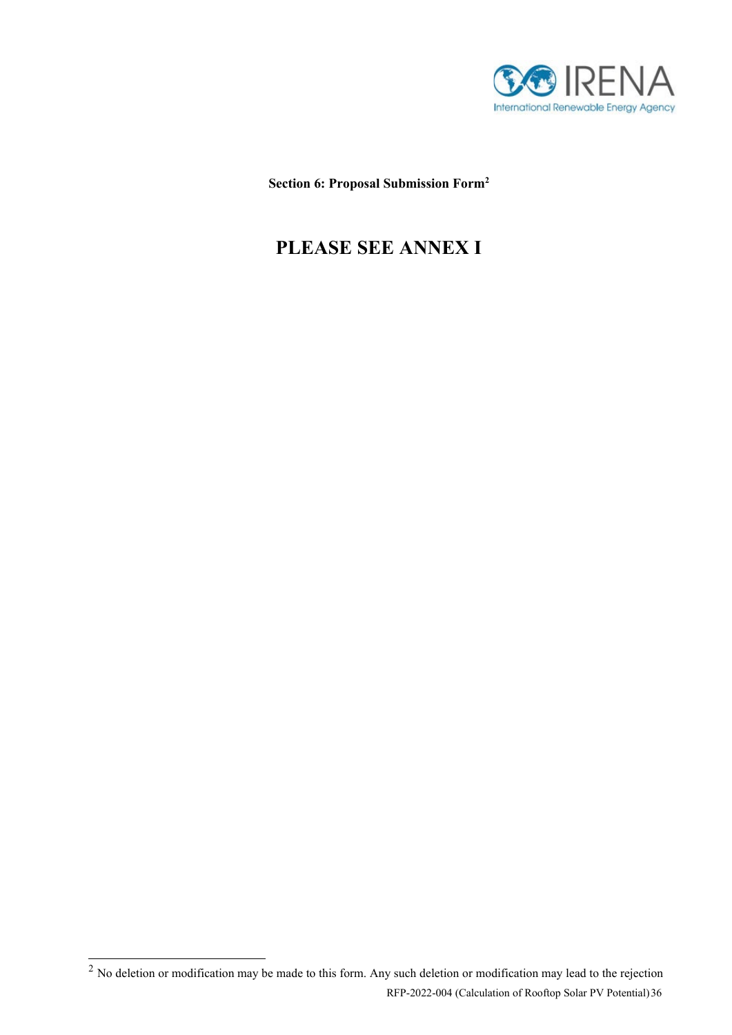**Section 6: Proposal Submission Form[2]**

# PLEASE SEE ANNEX I

[2] No deletion or modification may be made to this form. Any such deletion or modification may lead to the rejection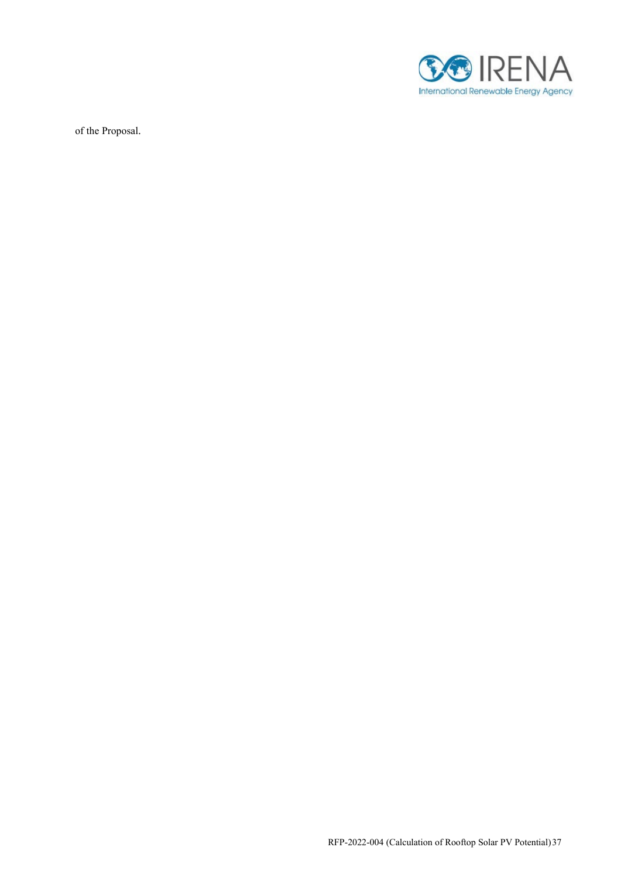of the Proposal.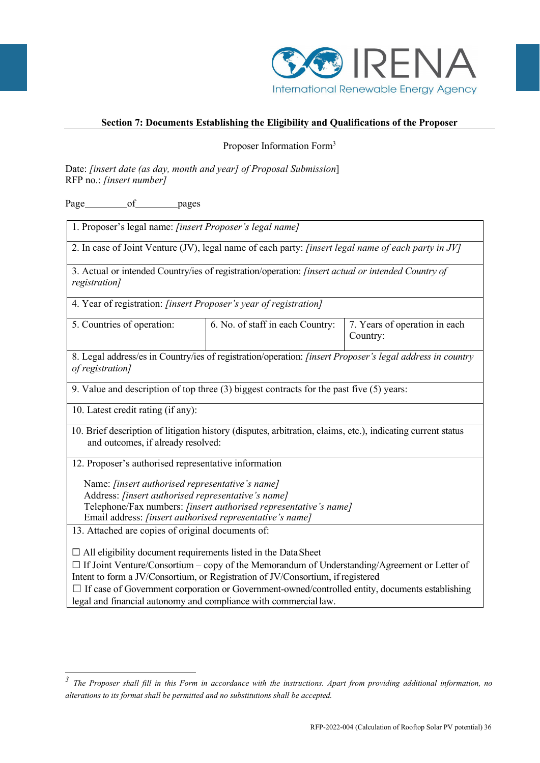**Section 7: Documents Establishing the Eligibility and Qualifications of the Proposer**

Proposer Information Form[3]

Date: *[insert date (as day, month and year] of Proposal Submission*]
RFP no.: *[insert number]*

Page\_\_\_\_\_\_\_\_of\_\_\_\_\_\_\_\_pages

| 1. Proposer's legal name: *[insert Proposer's legal name]* | | |
|---|---|---|
| 2. In case of Joint Venture (JV), legal name of each party: *[insert legal name of each party in JV]* | | |
| 3. Actual or intended Country/ies of registration/operation: *[insert actual or intended Country of registration]* | | |
| 4. Year of registration: *[insert Proposer's year of registration]* | | |
| 5. Countries of operation: | 6. No. of staff in each Country: | 7. Years of operation in each Country: |
| 8. Legal address/es in Country/ies of registration/operation: *[insert Proposer's legal address in country of registration]* | | |
| 9. Value and description of top three (3) biggest contracts for the past five (5) years: | | |
| 10. Latest credit rating (if any): | | |
| 10. Brief description of litigation history (disputes, arbitration, claims, etc.), indicating current status and outcomes, if already resolved: | | |
| 12. Proposer's authorised representative information<br><br>Name: *[insert authorised representative's name]*<br>Address: *[insert authorised representative's name]*<br>Telephone/Fax numbers: *[insert authorised representative's name]*<br>Email address: *[insert authorised representative's name]* | | |
| 13. Attached are copies of original documents of:<br><br>☐ All eligibility document requirements listed in the Data Sheet<br>☐ If Joint Venture/Consortium – copy of the Memorandum of Understanding/Agreement or Letter of Intent to form a JV/Consortium, or Registration of JV/Consortium, if registered<br>☐ If case of Government corporation or Government-owned/controlled entity, documents establishing legal and financial autonomy and compliance with commercial law. | | |

---

[3] *The Proposer shall fill in this Form in accordance with the instructions. Apart from providing additional information, no alterations to its format shall be permitted and no substitutions shall be accepted.*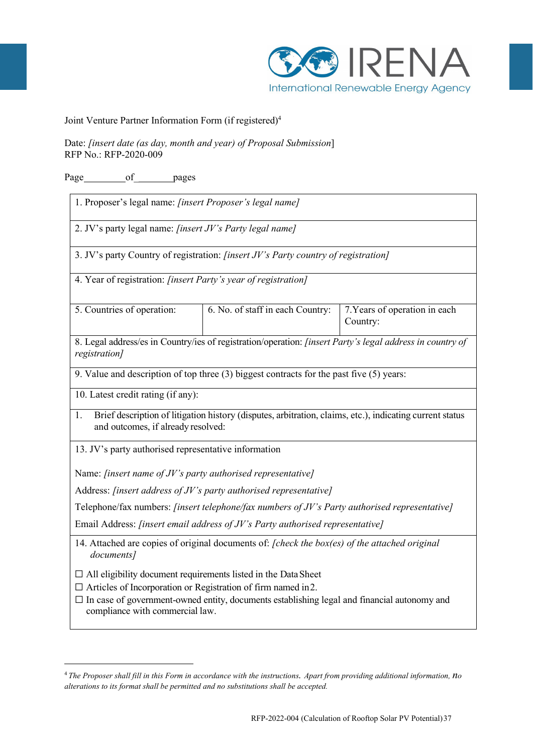Joint Venture Partner Information Form (if registered)[4]

Date: *[insert date (as day, month and year) of Proposal Submission]*
RFP No.: RFP-2020-009

Page________of________pages

| | | |
|---|---|---|
| 1. Proposer's legal name: *[insert Proposer's legal name]* | | |
| 2. JV's party legal name: *[insert JV's Party legal name]* | | |
| 3. JV's party Country of registration: *[insert JV's Party country of registration]* | | |
| 4. Year of registration: *[insert Party's year of registration]* | | |
| 5. Countries of operation: | 6. No. of staff in each Country: | 7.Years of operation in each Country: |
| 8. Legal address/es in Country/ies of registration/operation: *[insert Party's legal address in country of registration]* | | |
| 9. Value and description of top three (3) biggest contracts for the past five (5) years: | | |
| 10. Latest credit rating (if any): | | |
| 1. Brief description of litigation history (disputes, arbitration, claims, etc.), indicating current status and outcomes, if already resolved: | | |
| 13. JV's party authorised representative information<br><br>Name: *[insert name of JV's party authorised representative]*<br>Address: *[insert address of JV's party authorised representative]*<br>Telephone/fax numbers: *[insert telephone/fax numbers of JV's Party authorised representative]*<br>Email Address: *[insert email address of JV's Party authorised representative]* | | |
| 14. Attached are copies of original documents of: *[check the box(es) of the attached original documents]*<br><br>☐ All eligibility document requirements listed in the Data Sheet<br>☐ Articles of Incorporation or Registration of firm named in2.<br>☐ In case of government-owned entity, documents establishing legal and financial autonomy and compliance with commercial law. | | |

[4] *The Proposer shall fill in this Form in accordance with the instructions. Apart from providing additional information, no alterations to its format shall be permitted and no substitutions shall be accepted.*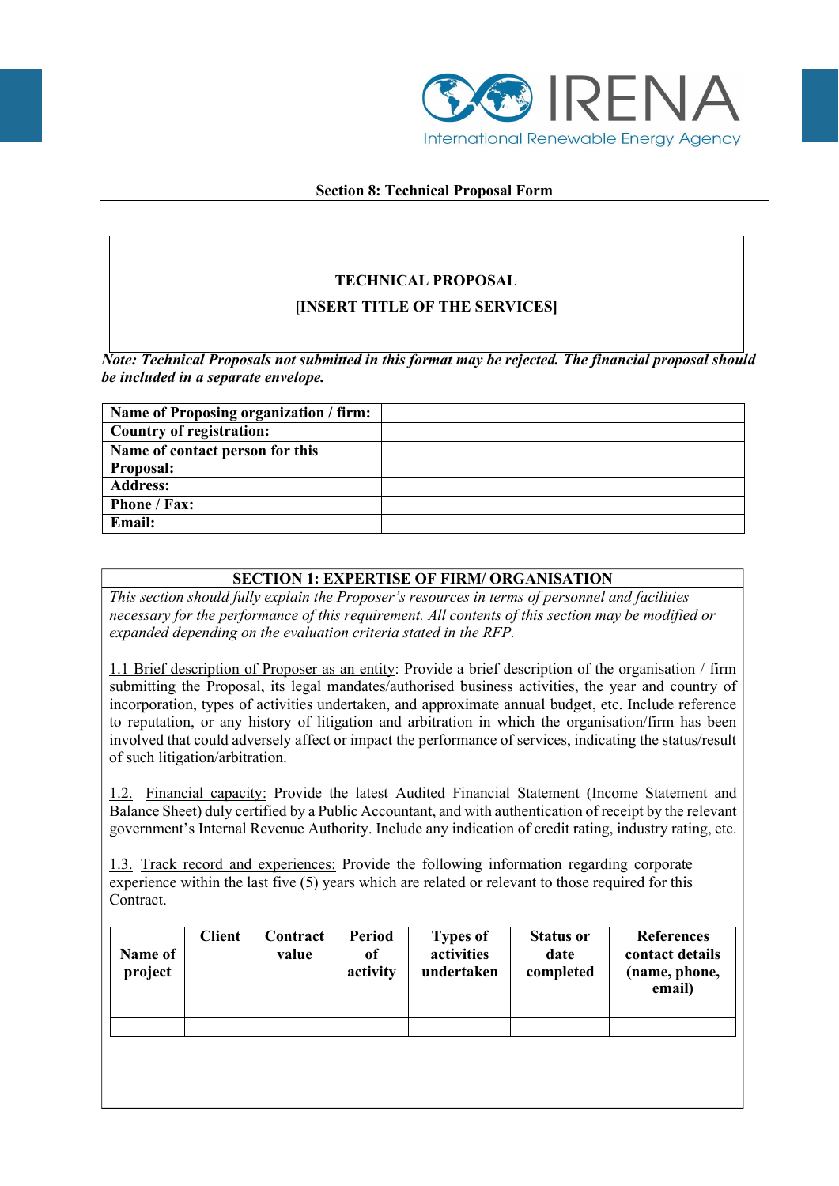**Section 8: Technical Proposal Form**

**TECHNICAL PROPOSAL**

**[INSERT TITLE OF THE SERVICES]**

***Note: Technical Proposals not submitted in this format may be rejected. The financial proposal should be included in a separate envelope.***

| **Name of Proposing organization / firm:** | |
|---|---|
| **Country of registration:** | |
| **Name of contact person for this Proposal:** | |
| **Address:** | |
| **Phone / Fax:** | |
| **Email:** | |

## SECTION 1: EXPERTISE OF FIRM/ ORGANISATION

*This section should fully explain the Proposer's resources in terms of personnel and facilities necessary for the performance of this requirement. All contents of this section may be modified or expanded depending on the evaluation criteria stated in the RFP.*

1.1 Brief description of Proposer as an entity: Provide a brief description of the organisation / firm submitting the Proposal, its legal mandates/authorised business activities, the year and country of incorporation, types of activities undertaken, and approximate annual budget, etc. Include reference to reputation, or any history of litigation and arbitration in which the organisation/firm has been involved that could adversely affect or impact the performance of services, indicating the status/result of such litigation/arbitration.

1.2. Financial capacity: Provide the latest Audited Financial Statement (Income Statement and Balance Sheet) duly certified by a Public Accountant, and with authentication of receipt by the relevant government's Internal Revenue Authority. Include any indication of credit rating, industry rating, etc.

1.3. Track record and experiences: Provide the following information regarding corporate experience within the last five (5) years which are related or relevant to those required for this Contract.

| Name of project | Client | Contract value | Period of activity | Types of activities undertaken | Status or date completed | References contact details (name, phone, email) |
|---|---|---|---|---|---|---|
| | | | | | | |
| | | | | | | |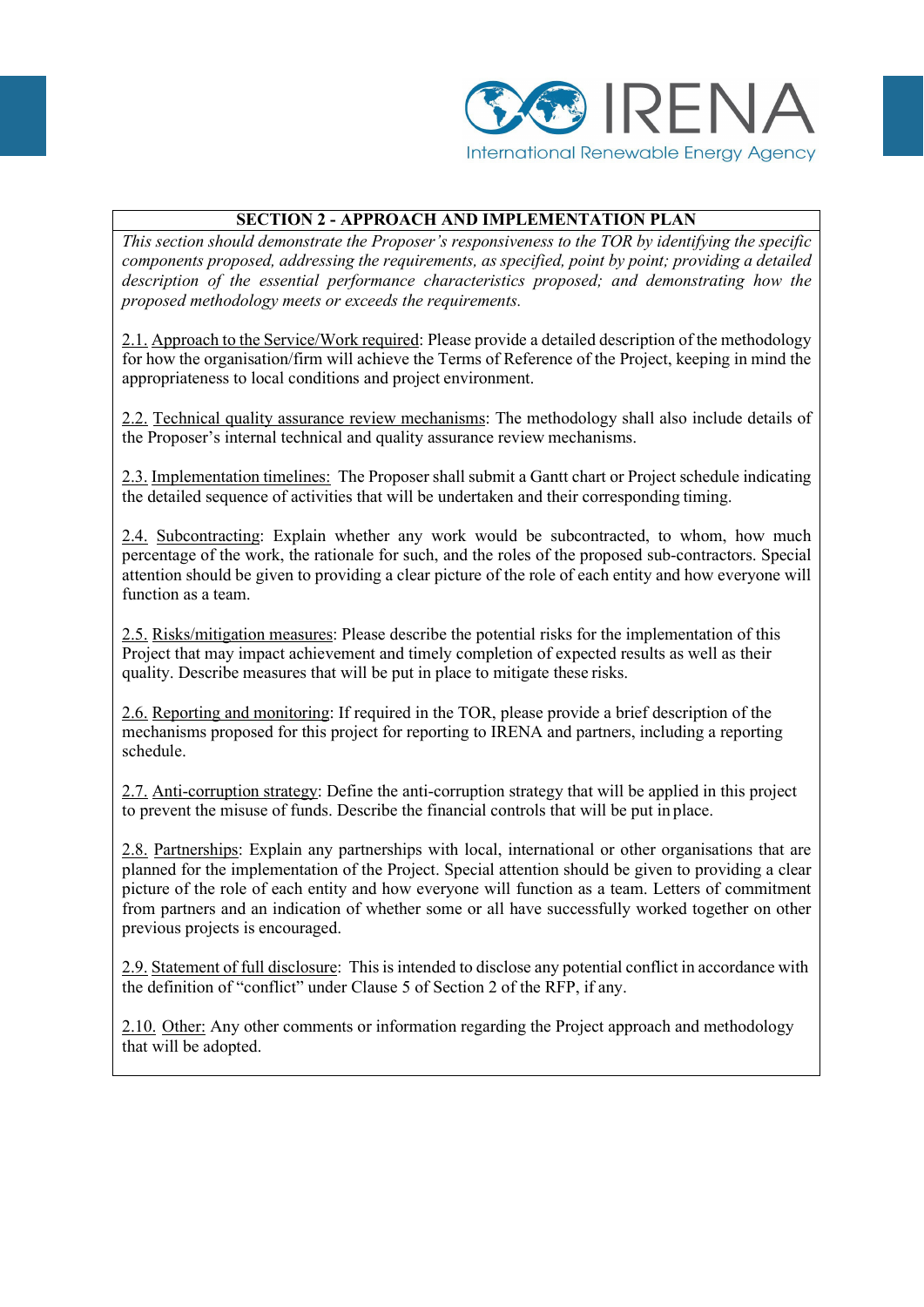## SECTION 2 - APPROACH AND IMPLEMENTATION PLAN

*This section should demonstrate the Proposer's responsiveness to the TOR by identifying the specific components proposed, addressing the requirements, as specified, point by point; providing a detailed description of the essential performance characteristics proposed; and demonstrating how the proposed methodology meets or exceeds the requirements.*

2.1. Approach to the Service/Work required: Please provide a detailed description of the methodology for how the organisation/firm will achieve the Terms of Reference of the Project, keeping in mind the appropriateness to local conditions and project environment.

2.2. Technical quality assurance review mechanisms: The methodology shall also include details of the Proposer's internal technical and quality assurance review mechanisms.

2.3. Implementation timelines: The Proposer shall submit a Gantt chart or Project schedule indicating the detailed sequence of activities that will be undertaken and their corresponding timing.

2.4. Subcontracting: Explain whether any work would be subcontracted, to whom, how much percentage of the work, the rationale for such, and the roles of the proposed sub-contractors. Special attention should be given to providing a clear picture of the role of each entity and how everyone will function as a team.

2.5. Risks/mitigation measures: Please describe the potential risks for the implementation of this Project that may impact achievement and timely completion of expected results as well as their quality. Describe measures that will be put in place to mitigate these risks.

2.6. Reporting and monitoring: If required in the TOR, please provide a brief description of the mechanisms proposed for this project for reporting to IRENA and partners, including a reporting schedule.

2.7. Anti-corruption strategy: Define the anti-corruption strategy that will be applied in this project to prevent the misuse of funds. Describe the financial controls that will be put in place.

2.8. Partnerships: Explain any partnerships with local, international or other organisations that are planned for the implementation of the Project. Special attention should be given to providing a clear picture of the role of each entity and how everyone will function as a team. Letters of commitment from partners and an indication of whether some or all have successfully worked together on other previous projects is encouraged.

2.9. Statement of full disclosure: This is intended to disclose any potential conflict in accordance with the definition of "conflict" under Clause 5 of Section 2 of the RFP, if any.

2.10. Other: Any other comments or information regarding the Project approach and methodology that will be adopted.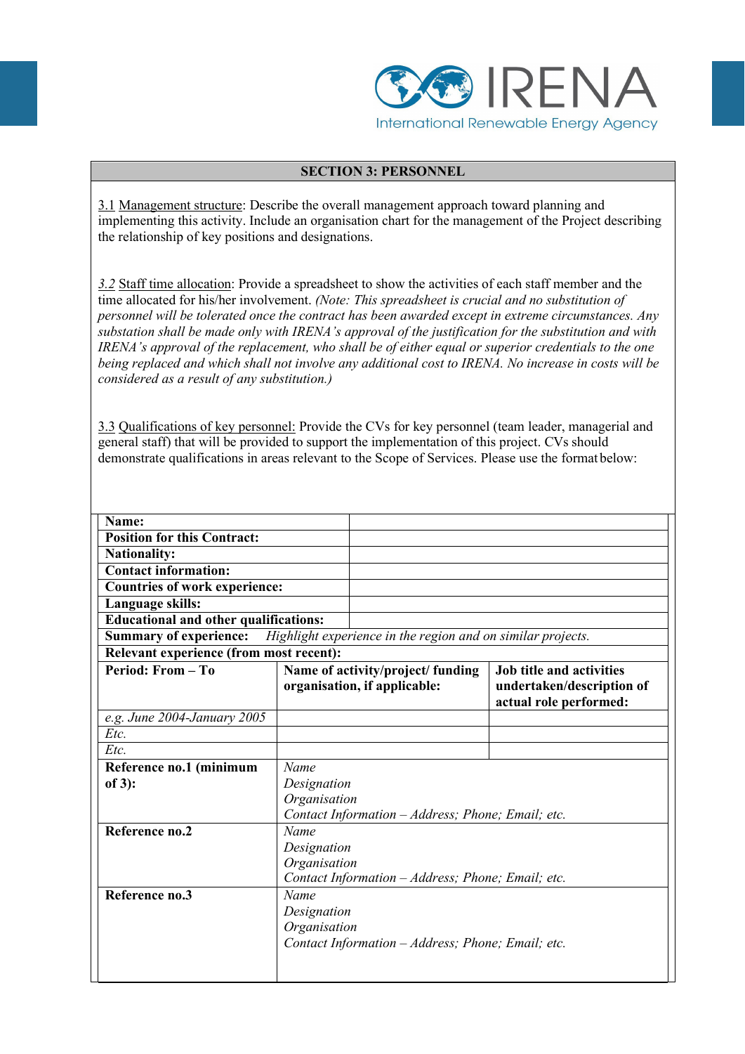## SECTION 3: PERSONNEL

3.1 Management structure: Describe the overall management approach toward planning and implementing this activity. Include an organisation chart for the management of the Project describing the relationship of key positions and designations.

3.2 Staff time allocation: Provide a spreadsheet to show the activities of each staff member and the time allocated for his/her involvement. *(Note: This spreadsheet is crucial and no substitution of personnel will be tolerated once the contract has been awarded except in extreme circumstances. Any substation shall be made only with IRENA's approval of the justification for the substitution and with IRENA's approval of the replacement, who shall be of either equal or superior credentials to the one being replaced and which shall not involve any additional cost to IRENA. No increase in costs will be considered as a result of any substitution.)*

3.3 Qualifications of key personnel: Provide the CVs for key personnel (team leader, managerial and general staff) that will be provided to support the implementation of this project. CVs should demonstrate qualifications in areas relevant to the Scope of Services. Please use the format below:

| **Name:** | | |
|---|---|---|
| **Position for this Contract:** | | |
| **Nationality:** | | |
| **Contact information:** | | |
| **Countries of work experience:** | | |
| **Language skills:** | | |
| **Educational and other qualifications:** | | |
| **Summary of experience:** *Highlight experience in the region and on similar projects.* | | |
| **Relevant experience (from most recent):** | | |
| **Period: From – To** | **Name of activity/project/ funding organisation, if applicable:** | **Job title and activities undertaken/description of actual role performed:** |
| *e.g. June 2004-January 2005* | | |
| *Etc.* | | |
| *Etc.* | | |
| **Reference no.1 (minimum of 3):** | *Name*<br>*Designation*<br>*Organisation*<br>*Contact Information – Address; Phone; Email; etc.* | |
| **Reference no.2** | *Name*<br>*Designation*<br>*Organisation*<br>*Contact Information – Address; Phone; Email; etc.* | |
| **Reference no.3** | *Name*<br>*Designation*<br>*Organisation*<br>*Contact Information – Address; Phone; Email; etc.* | |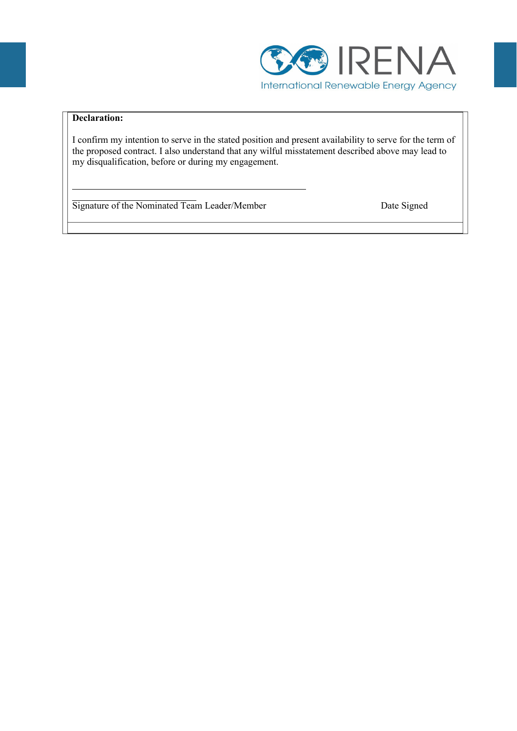**Declaration:**

I confirm my intention to serve in the stated position and present availability to serve for the term of the proposed contract. I also understand that any wilful misstatement described above may lead to my disqualification, before or during my engagement.

\_\_\_\_\_\_\_\_\_\_\_\_\_\_\_\_\_\_\_\_\_\_\_\_\_\_\_\_\_\_\_\_\_\_\_\_\_\_\_\_\_\_\_\_\_\_\_\_

Signature of the Nominated Team Leader/Member                                   Date Signed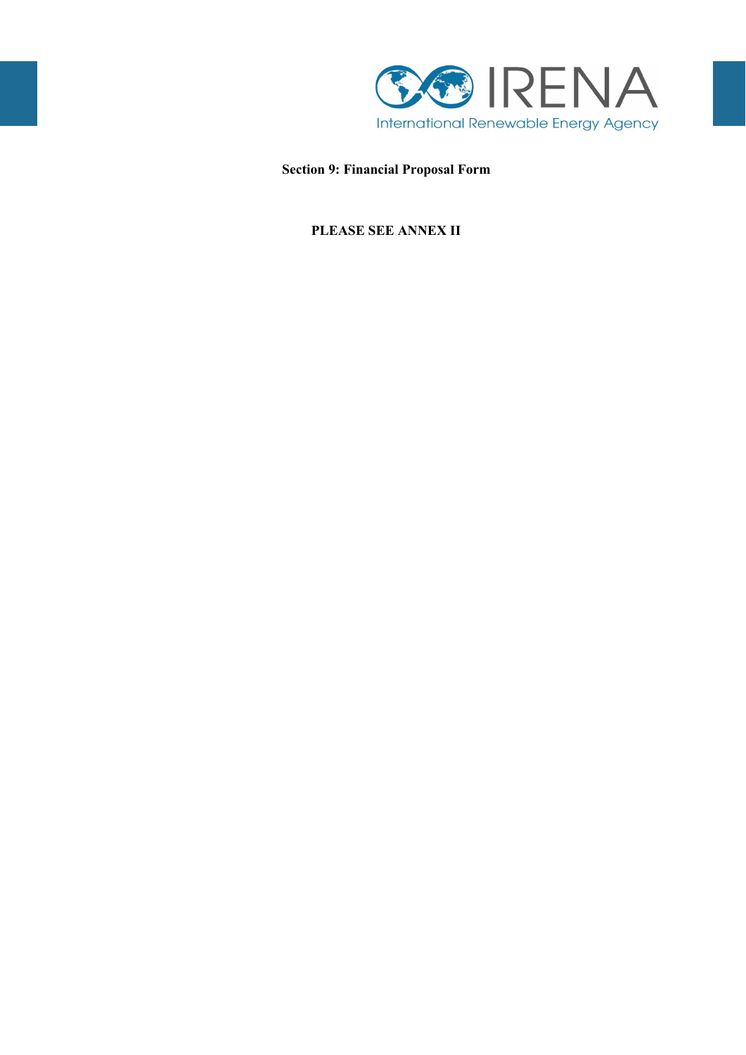**Section 9: Financial Proposal Form**

**PLEASE SEE ANNEX II**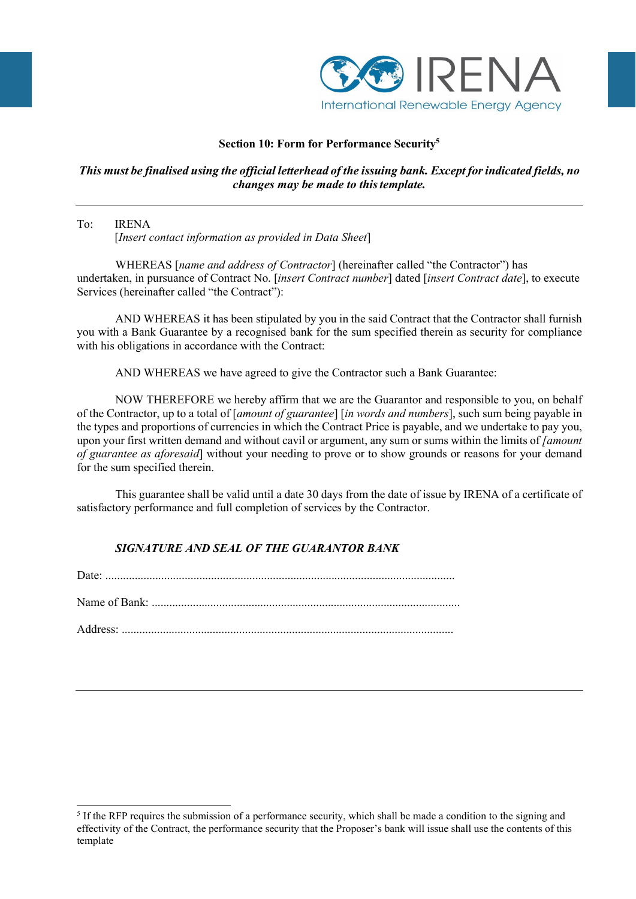## Section 10: Form for Performance Security[5]

***This must be finalised using the official letterhead of the issuing bank. Except for indicated fields, no changes may be made to this template.***

---

To: IRENA
[*Insert contact information as provided in Data Sheet*]

WHEREAS [*name and address of Contractor*] (hereinafter called "the Contractor") has undertaken, in pursuance of Contract No. [*insert Contract number*] dated [*insert Contract date*], to execute Services (hereinafter called "the Contract"):

AND WHEREAS it has been stipulated by you in the said Contract that the Contractor shall furnish you with a Bank Guarantee by a recognised bank for the sum specified therein as security for compliance with his obligations in accordance with the Contract:

AND WHEREAS we have agreed to give the Contractor such a Bank Guarantee:

NOW THEREFORE we hereby affirm that we are the Guarantor and responsible to you, on behalf of the Contractor, up to a total of [*amount of guarantee*] [*in words and numbers*], such sum being payable in the types and proportions of currencies in which the Contract Price is payable, and we undertake to pay you, upon your first written demand and without cavil or argument, any sum or sums within the limits of *[amount of guarantee as aforesaid*] without your needing to prove or to show grounds or reasons for your demand for the sum specified therein.

This guarantee shall be valid until a date 30 days from the date of issue by IRENA of a certificate of satisfactory performance and full completion of services by the Contractor.

***SIGNATURE AND SEAL OF THE GUARANTOR BANK***

Date: .......................................................................................................................

Name of Bank: .........................................................................................................

Address: ..................................................................................................................

---

[5] If the RFP requires the submission of a performance security, which shall be made a condition to the signing and effectivity of the Contract, the performance security that the Proposer's bank will issue shall use the contents of this template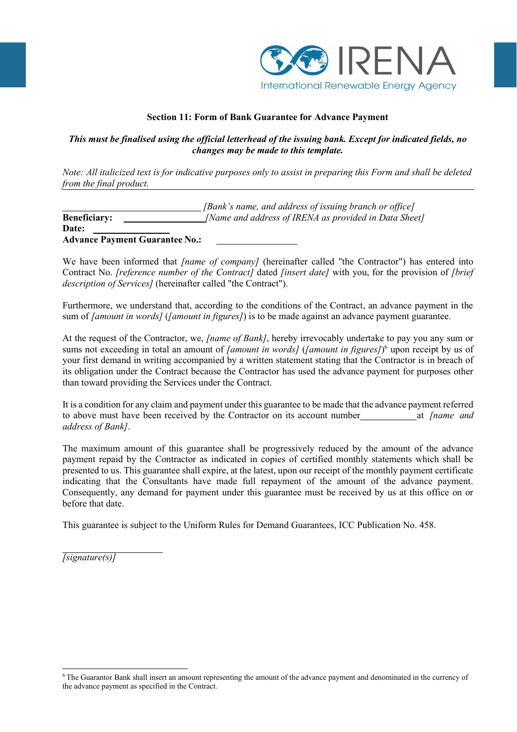### Section 11: Form of Bank Guarantee for Advance Payment

***This must be finalised using the official letterhead of the issuing bank. Except for indicated fields, no changes may be made to this template.***

*Note: All italicized text is for indicative purposes only to assist in preparing this Form and shall be deleted from the final product.*

---

______________________________ *[Bank's name, and address of issuing branch or office]*

**Beneficiary:** ________________*[Name and address of IRENA as provided in Data Sheet]*

**Date:** ______________

**Advance Payment Guarantee No.:** ________________

We have been informed that *[name of company]* (hereinafter called "the Contractor") has entered into Contract No. *[reference number of the Contract]* dated *[insert date]* with you, for the provision of *[brief description of Services]* (hereinafter called "the Contract").

Furthermore, we understand that, according to the conditions of the Contract, an advance payment in the sum of *[amount in words]* (*[amount in figures]*) is to be made against an advance payment guarantee.

At the request of the Contractor, we, *[name of Bank]*, hereby irrevocably undertake to pay you any sum or sums not exceeding in total an amount of *[amount in words]* (*[amount in figures]*)[6] upon receipt by us of your first demand in writing accompanied by a written statement stating that the Contractor is in breach of its obligation under the Contract because the Contractor has used the advance payment for purposes other than toward providing the Services under the Contract.

It is a condition for any claim and payment under this guarantee to be made that the advance payment referred to above must have been received by the Contractor on its account number____________at *[name and address of Bank]*.

The maximum amount of this guarantee shall be progressively reduced by the amount of the advance payment repaid by the Contractor as indicated in copies of certified monthly statements which shall be presented to us. This guarantee shall expire, at the latest, upon our receipt of the monthly payment certificate indicating that the Consultants have made full repayment of the amount of the advance payment. Consequently, any demand for payment under this guarantee must be received by us at this office on or before that date.

This guarantee is subject to the Uniform Rules for Demand Guarantees, ICC Publication No. 458.

_____________________

*[signature(s)]*

---

[6] The Guarantor Bank shall insert an amount representing the amount of the advance payment and denominated in the currency of the advance payment as specified in the Contract.